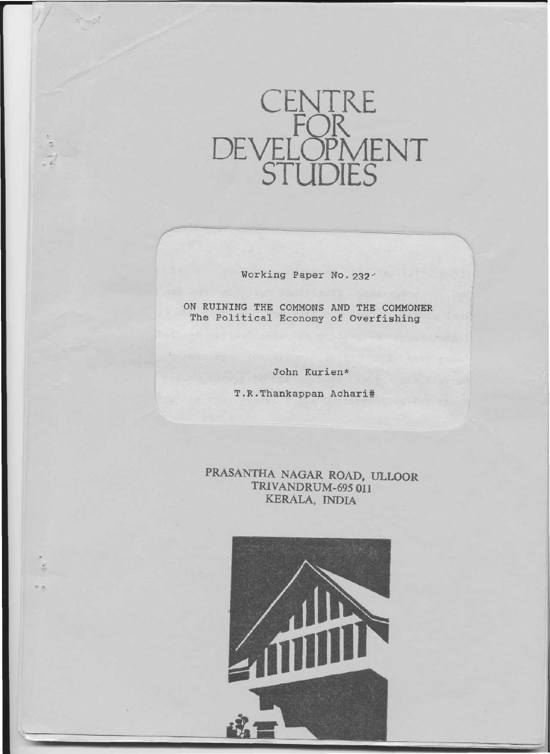# CENTRE FOR DEVELOPMENT STUDIES

Working Paper No. 232

ON RUINING THE COMMONS AND THE COMMONER
The Political Economy of Overfishing

John Kurien*

T.R.Thankappan Achari#

PRASANTHA NAGAR ROAD, ULLOOR
TRIVANDRUM-695 011
KERALA, INDIA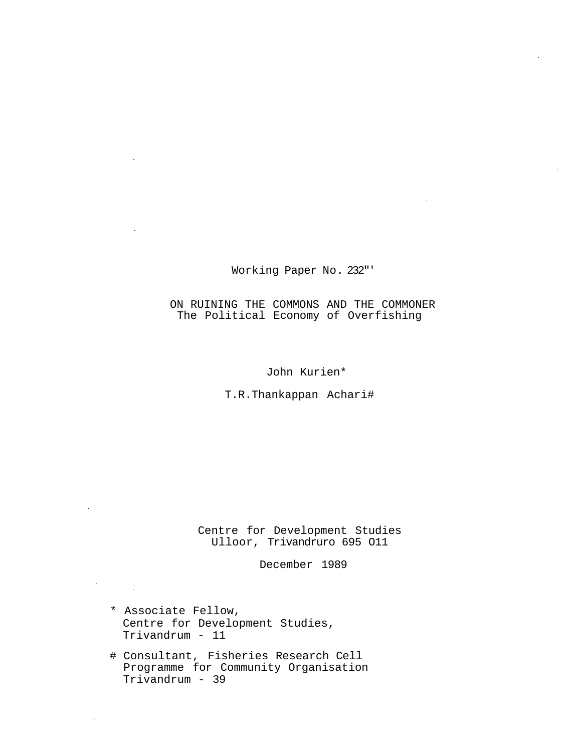Working Paper No. 232"'

# ON RUINING THE COMMONS AND THE COMMONER

## The Political Economy of Overfishing

John Kurien*

T.R.Thankappan Achari#

Centre for Development Studies
Ulloor, Trivandruro 695 O11

December 1989

* Associate Fellow,
  Centre for Development Studies,
  Trivandrum - 11

# Consultant, Fisheries Research Cell
  Programme for Community Organisation
  Trivandrum - 39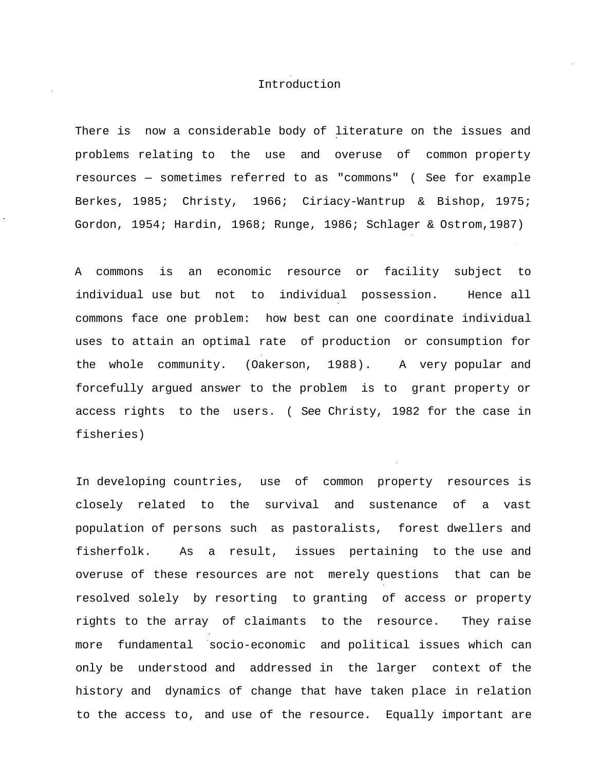# Introduction

There is now a considerable body of literature on the issues and problems relating to the use and overuse of common property resources — sometimes referred to as "commons" ( See for example Berkes, 1985; Christy, 1966; Ciriacy-Wantrup & Bishop, 1975; Gordon, 1954; Hardin, 1968; Runge, 1986; Schlager & Ostrom,1987)

A commons is an economic resource or facility subject to individual use but not to individual possession. Hence all commons face one problem: how best can one coordinate individual uses to attain an optimal rate of production or consumption for the whole community. (Oakerson, 1988). A very popular and forcefully argued answer to the problem is to grant property or access rights to the users. ( See Christy, 1982 for the case in fisheries)

In developing countries, use of common property resources is closely related to the survival and sustenance of a vast population of persons such as pastoralists, forest dwellers and fisherfolk. As a result, issues pertaining to the use and overuse of these resources are not merely questions that can be resolved solely by resorting to granting of access or property rights to the array of claimants to the resource. They raise more fundamental socio-economic and political issues which can only be understood and addressed in the larger context of the history and dynamics of change that have taken place in relation to the access to, and use of the resource. Equally important are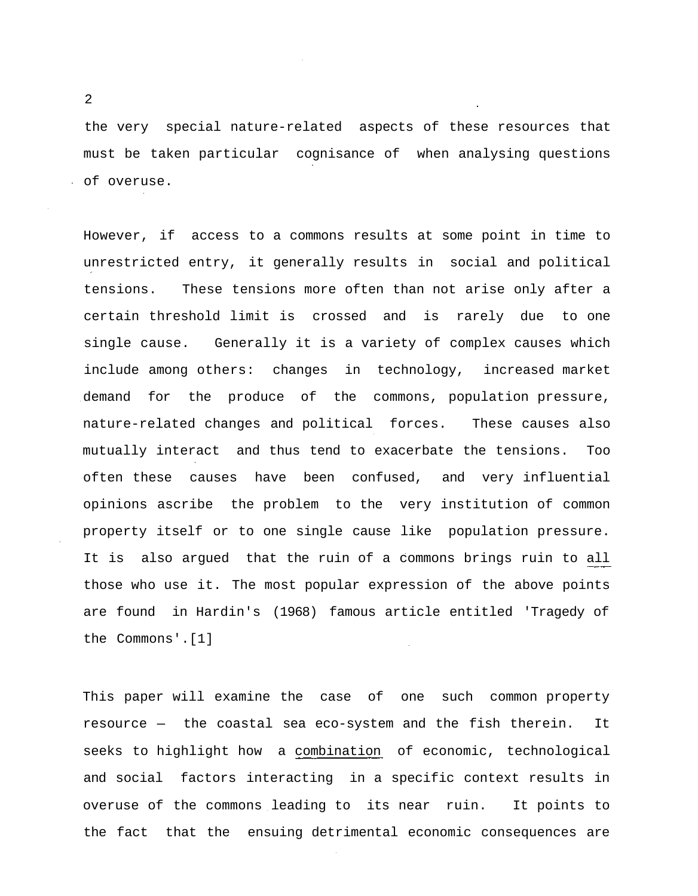the very special nature-related aspects of these resources that must be taken particular cognisance of when analysing questions of overuse.

However, if access to a commons results at some point in time to unrestricted entry, it generally results in social and political tensions. These tensions more often than not arise only after a certain threshold limit is crossed and is rarely due to one single cause. Generally it is a variety of complex causes which include among others: changes in technology, increased market demand for the produce of the commons, population pressure, nature-related changes and political forces. These causes also mutually interact and thus tend to exacerbate the tensions. Too often these causes have been confused, and very influential opinions ascribe the problem to the very institution of common property itself or to one single cause like population pressure. It is also argued that the ruin of a commons brings ruin to <u>all</u> those who use it. The most popular expression of the above points are found in Hardin's (1968) famous article entitled 'Tragedy of the Commons'.[1]

This paper will examine the case of one such common property resource — the coastal sea eco-system and the fish therein. It seeks to highlight how a <u>combination</u> of economic, technological and social factors interacting in a specific context results in overuse of the commons leading to its near ruin. It points to the fact that the ensuing detrimental economic consequences are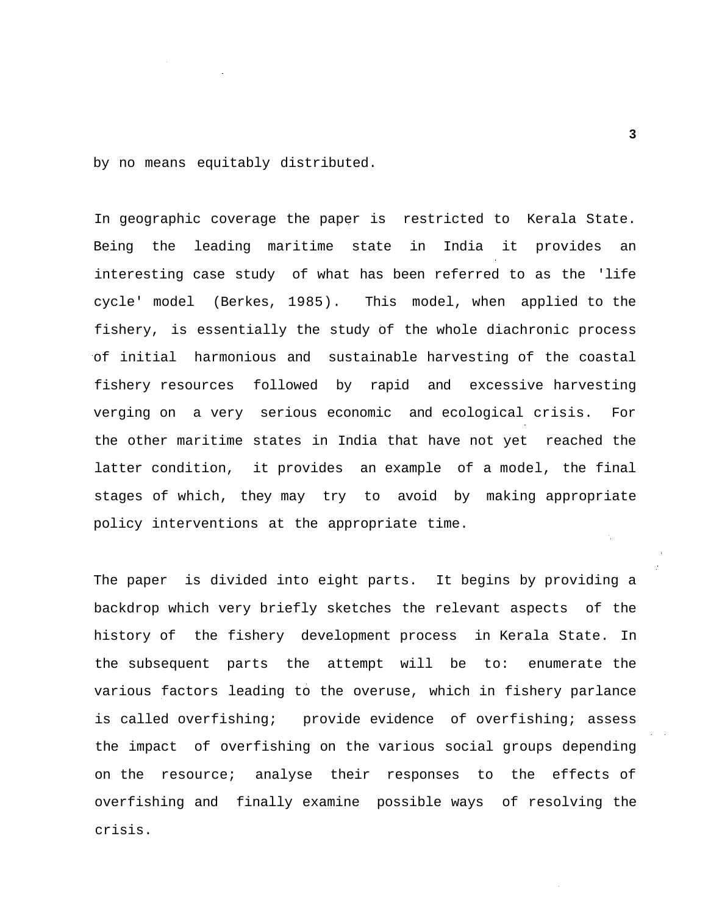by no means equitably distributed.

In geographic coverage the paper is restricted to Kerala State. Being the leading maritime state in India it provides an interesting case study of what has been referred to as the 'life cycle' model (Berkes, 1985). This model, when applied to the fishery, is essentially the study of the whole diachronic process of initial harmonious and sustainable harvesting of the coastal fishery resources followed by rapid and excessive harvesting verging on a very serious economic and ecological crisis. For the other maritime states in India that have not yet reached the latter condition, it provides an example of a model, the final stages of which, they may try to avoid by making appropriate policy interventions at the appropriate time.

The paper is divided into eight parts. It begins by providing a backdrop which very briefly sketches the relevant aspects of the history of the fishery development process in Kerala State. In the subsequent parts the attempt will be to: enumerate the various factors leading to the overuse, which in fishery parlance is called overfishing; provide evidence of overfishing; assess the impact of overfishing on the various social groups depending on the resource; analyse their responses to the effects of overfishing and finally examine possible ways of resolving the crisis.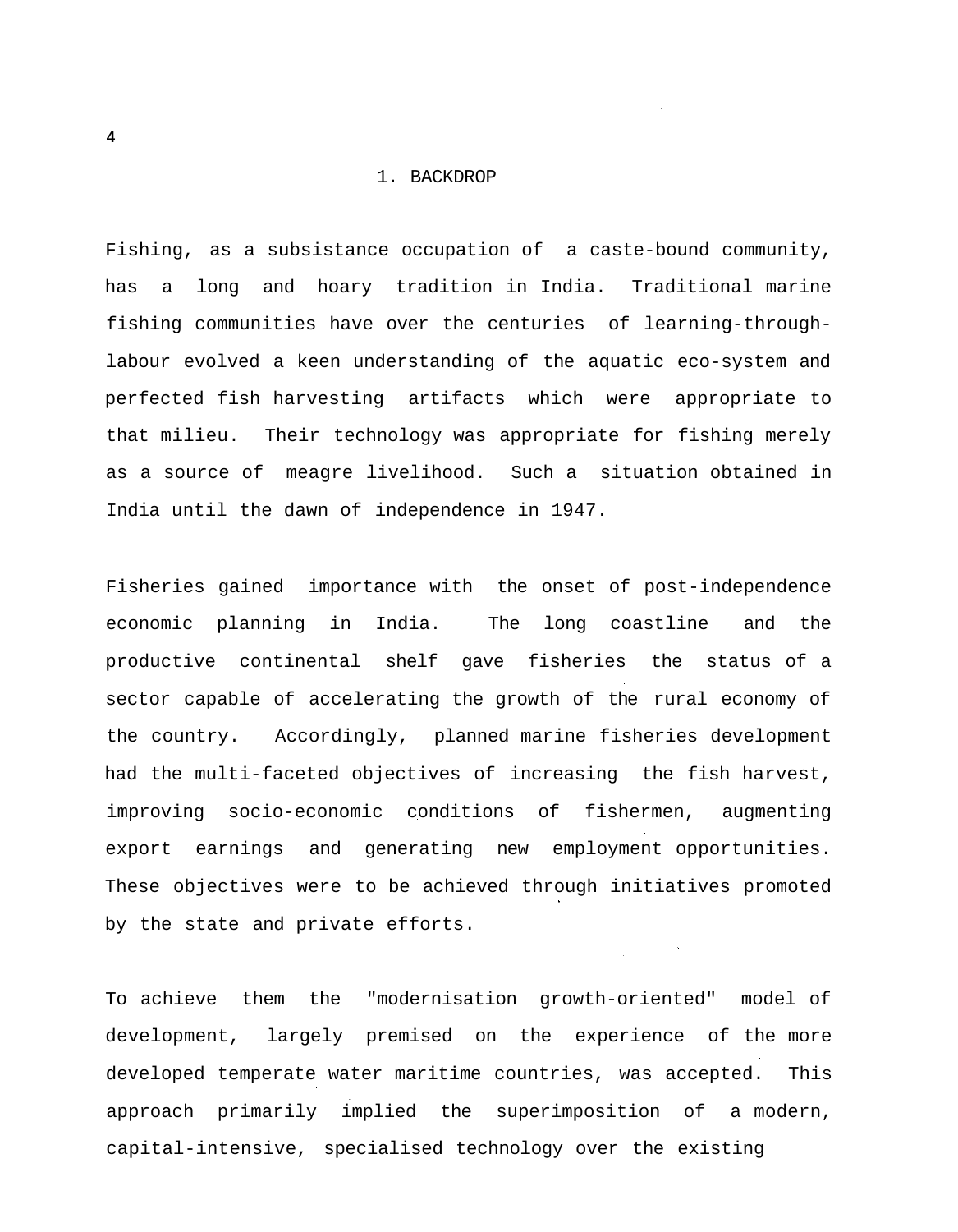# 1. BACKDROP

Fishing, as a subsistance occupation of a caste-bound community, has a long and hoary tradition in India. Traditional marine fishing communities have over the centuries of learning-through-labour evolved a keen understanding of the aquatic eco-system and perfected fish harvesting artifacts which were appropriate to that milieu. Their technology was appropriate for fishing merely as a source of meagre livelihood. Such a situation obtained in India until the dawn of independence in 1947.

Fisheries gained importance with the onset of post-independence economic planning in India. The long coastline and the productive continental shelf gave fisheries the status of a sector capable of accelerating the growth of the rural economy of the country. Accordingly, planned marine fisheries development had the multi-faceted objectives of increasing the fish harvest, improving socio-economic conditions of fishermen, augmenting export earnings and generating new employment opportunities. These objectives were to be achieved through initiatives promoted by the state and private efforts.

To achieve them the "modernisation growth-oriented" model of development, largely premised on the experience of the more developed temperate water maritime countries, was accepted. This approach primarily implied the superimposition of a modern, capital-intensive, specialised technology over the existing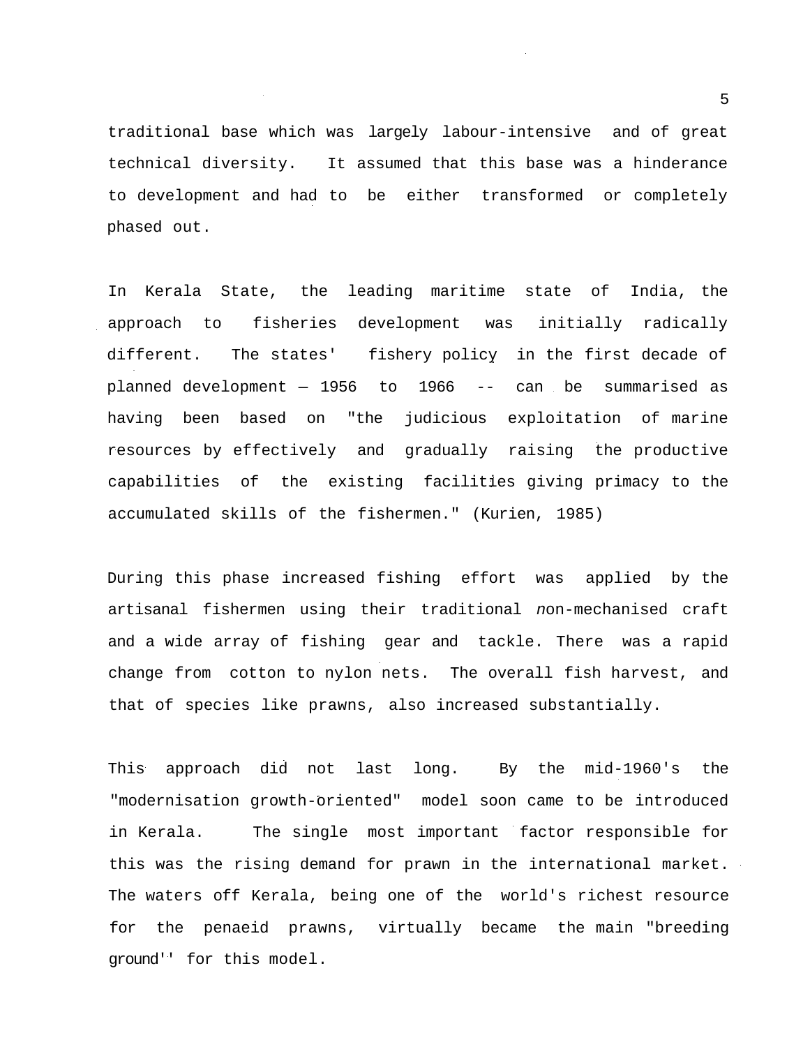traditional base which was largely labour-intensive and of great technical diversity. It assumed that this base was a hinderance to development and had to be either transformed or completely phased out.

In Kerala State, the leading maritime state of India, the approach to fisheries development was initially radically different. The states' fishery policy in the first decade of planned development — 1956 to 1966 -- can be summarised as having been based on "the judicious exploitation of marine resources by effectively and gradually raising the productive capabilities of the existing facilities giving primacy to the accumulated skills of the fishermen." (Kurien, 1985)

During this phase increased fishing effort was applied by the artisanal fishermen using their traditional non-mechanised craft and a wide array of fishing gear and tackle. There was a rapid change from cotton to nylon nets. The overall fish harvest, and that of species like prawns, also increased substantially.

This approach did not last long. By the mid-1960's the "modernisation growth-oriented" model soon came to be introduced in Kerala. The single most important factor responsible for this was the rising demand for prawn in the international market. The waters off Kerala, being one of the world's richest resource for the penaeid prawns, virtually became the main "breeding ground" for this model.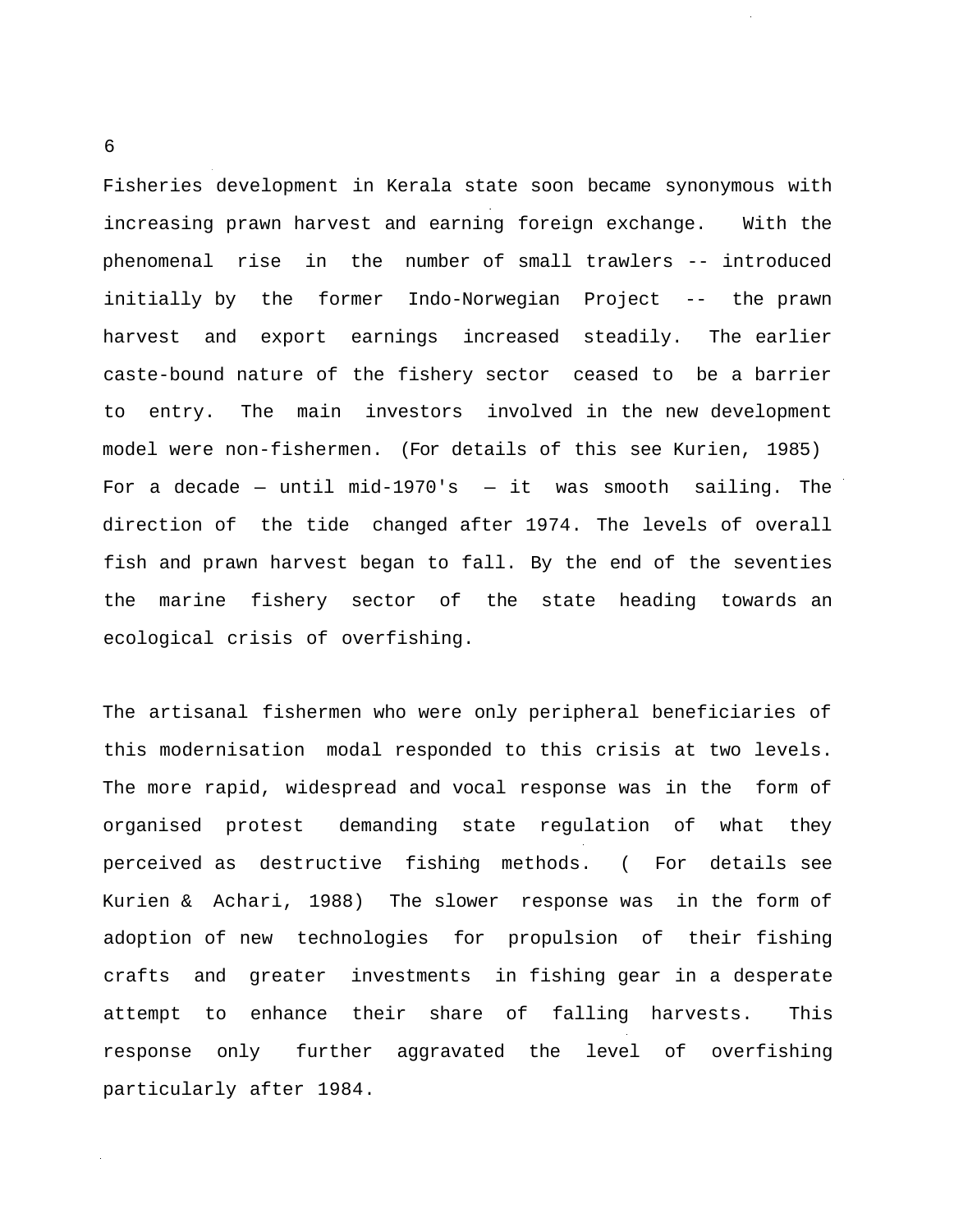Fisheries development in Kerala state soon became synonymous with increasing prawn harvest and earning foreign exchange. With the phenomenal rise in the number of small trawlers -- introduced initially by the former Indo-Norwegian Project -- the prawn harvest and export earnings increased steadily. The earlier caste-bound nature of the fishery sector ceased to be a barrier to entry. The main investors involved in the new development model were non-fishermen. (For details of this see Kurien, 1985) For a decade — until mid-1970's — it was smooth sailing. The direction of the tide changed after 1974. The levels of overall fish and prawn harvest began to fall. By the end of the seventies the marine fishery sector of the state heading towards an ecological crisis of overfishing.

The artisanal fishermen who were only peripheral beneficiaries of this modernisation modal responded to this crisis at two levels. The more rapid, widespread and vocal response was in the form of organised protest demanding state regulation of what they perceived as destructive fishing methods. ( For details see Kurien & Achari, 1988) The slower response was in the form of adoption of new technologies for propulsion of their fishing crafts and greater investments in fishing gear in a desperate attempt to enhance their share of falling harvests. This response only further aggravated the level of overfishing particularly after 1984.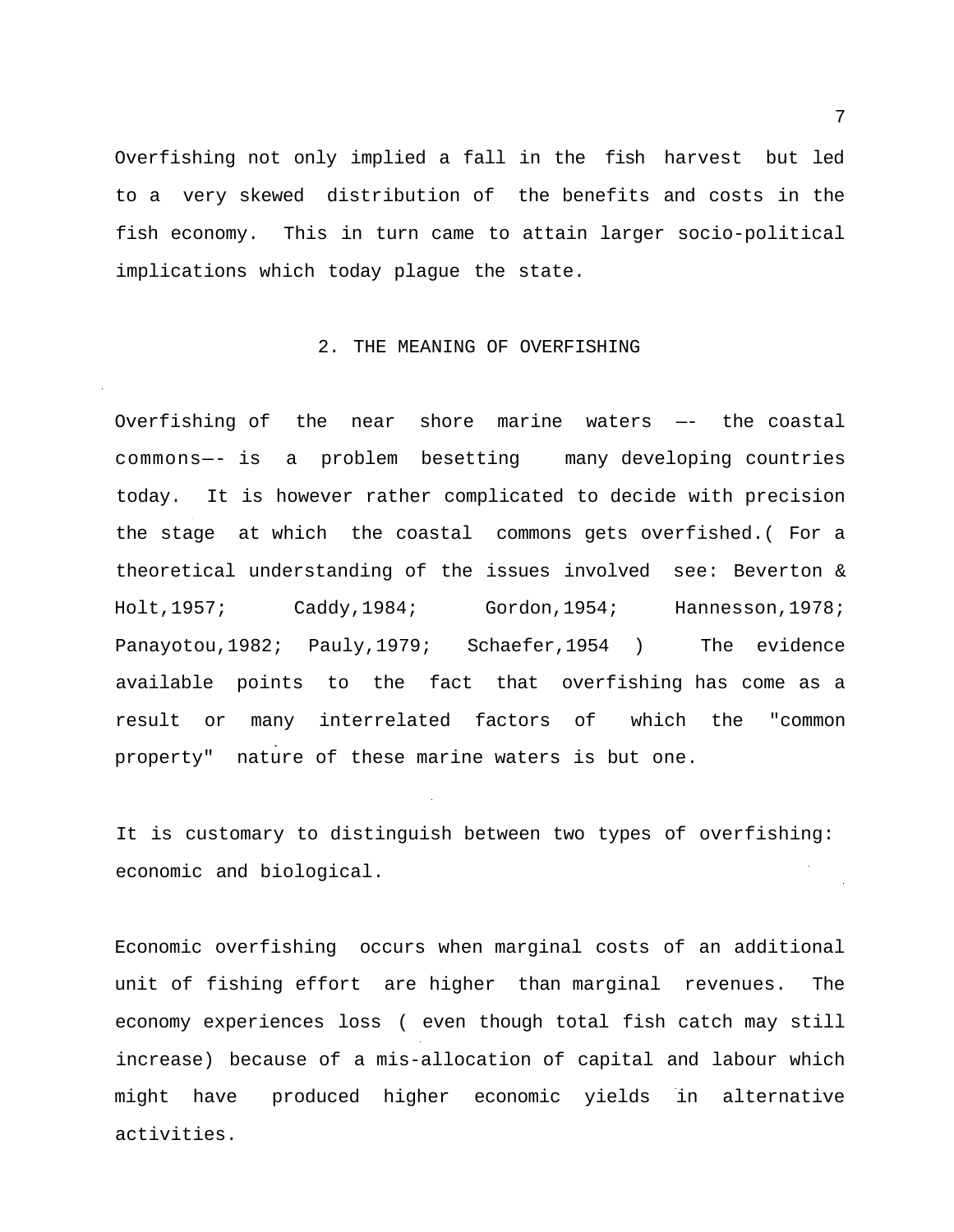Overfishing not only implied a fall in the fish harvest but led to a very skewed distribution of the benefits and costs in the fish economy. This in turn came to attain larger socio-political implications which today plague the state.

## 2. THE MEANING OF OVERFISHING

Overfishing of the near shore marine waters —- the coastal commons—- is a problem besetting many developing countries today. It is however rather complicated to decide with precision the stage at which the coastal commons gets overfished.( For a theoretical understanding of the issues involved see: Beverton & Holt,1957; Caddy,1984; Gordon,1954; Hannesson,1978; Panayotou,1982; Pauly,1979; Schaefer,1954 ) The evidence available points to the fact that overfishing has come as a result or many interrelated factors of which the "common property" nature of these marine waters is but one.

It is customary to distinguish between two types of overfishing: economic and biological.

Economic overfishing occurs when marginal costs of an additional unit of fishing effort are higher than marginal revenues. The economy experiences loss ( even though total fish catch may still increase) because of a mis-allocation of capital and labour which might have produced higher economic yields in alternative activities.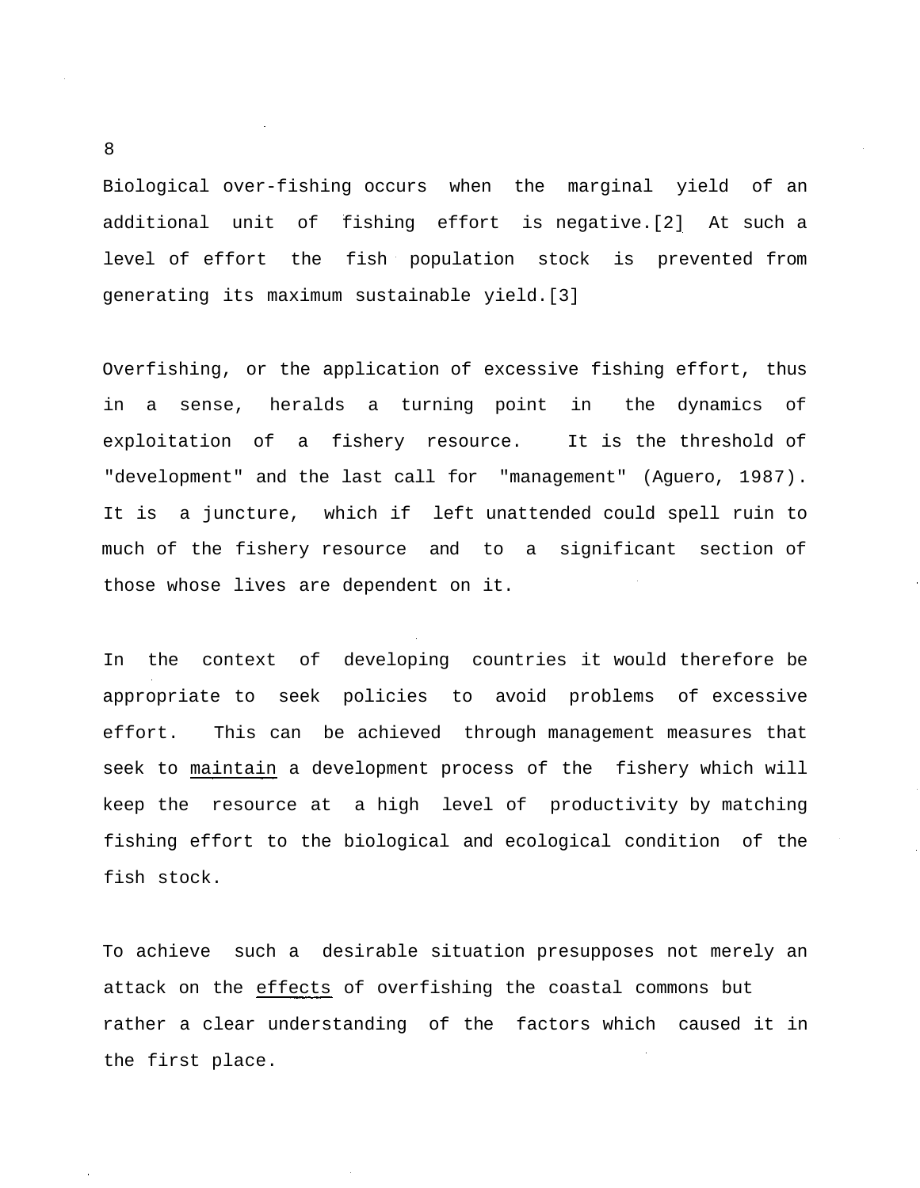Biological over-fishing occurs when the marginal yield of an additional unit of fishing effort is negative.[2] At such a level of effort the fish population stock is prevented from generating its maximum sustainable yield.[3]

Overfishing, or the application of excessive fishing effort, thus in a sense, heralds a turning point in the dynamics of exploitation of a fishery resource. It is the threshold of "development" and the last call for "management" (Aguero, 1987). It is a juncture, which if left unattended could spell ruin to much of the fishery resource and to a significant section of those whose lives are dependent on it.

In the context of developing countries it would therefore be appropriate to seek policies to avoid problems of excessive effort. This can be achieved through management measures that seek to <u>maintain</u> a development process of the fishery which will keep the resource at a high level of productivity by matching fishing effort to the biological and ecological condition of the fish stock.

To achieve such a desirable situation presupposes not merely an attack on the <u>effects</u> of overfishing the coastal commons but rather a clear understanding of the factors which caused it in the first place.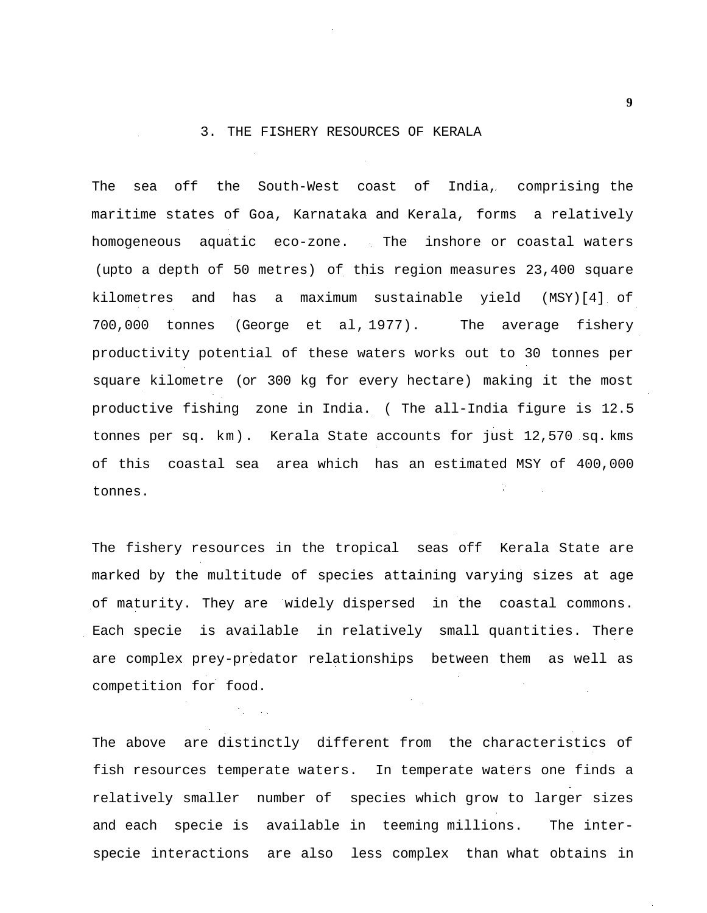## 3. THE FISHERY RESOURCES OF KERALA

The sea off the South-West coast of India, comprising the maritime states of Goa, Karnataka and Kerala, forms a relatively homogeneous aquatic eco-zone. The inshore or coastal waters (upto a depth of 50 metres) of this region measures 23,400 square kilometres and has a maximum sustainable yield (MSY)[4] of 700,000 tonnes (George et al, 1977). The average fishery productivity potential of these waters works out to 30 tonnes per square kilometre (or 300 kg for every hectare) making it the most productive fishing zone in India. ( The all-India figure is 12.5 tonnes per sq. km). Kerala State accounts for just 12,570 sq. kms of this coastal sea area which has an estimated MSY of 400,000 tonnes.

The fishery resources in the tropical seas off Kerala State are marked by the multitude of species attaining varying sizes at age of maturity. They are widely dispersed in the coastal commons. Each specie is available in relatively small quantities. There are complex prey-predator relationships between them as well as competition for food.

The above are distinctly different from the characteristics of fish resources temperate waters. In temperate waters one finds a relatively smaller number of species which grow to larger sizes and each specie is available in teeming millions. The inter-specie interactions are also less complex than what obtains in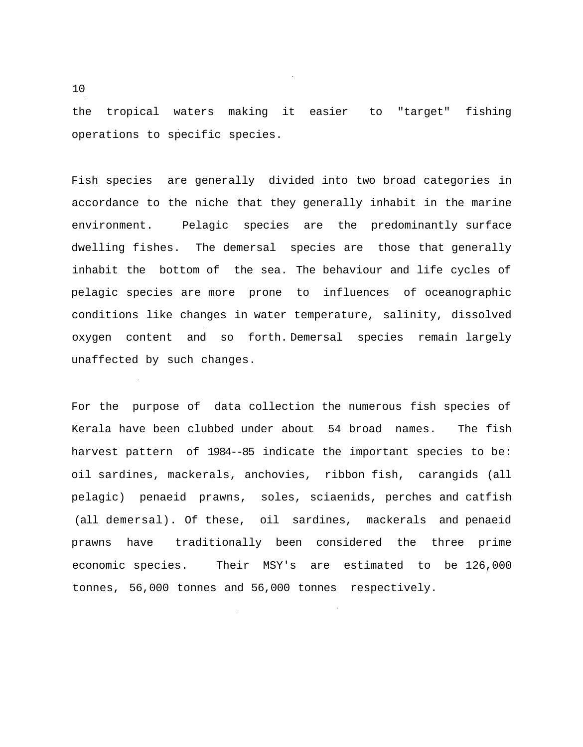the tropical waters making it easier to "target" fishing operations to specific species.

Fish species are generally divided into two broad categories in accordance to the niche that they generally inhabit in the marine environment. Pelagic species are the predominantly surface dwelling fishes. The demersal species are those that generally inhabit the bottom of the sea. The behaviour and life cycles of pelagic species are more prone to influences of oceanographic conditions like changes in water temperature, salinity, dissolved oxygen content and so forth. Demersal species remain largely unaffected by such changes.

For the purpose of data collection the numerous fish species of Kerala have been clubbed under about 54 broad names. The fish harvest pattern of 1984--85 indicate the important species to be: oil sardines, mackerals, anchovies, ribbon fish, carangids (all pelagic) penaeid prawns, soles, sciaenids, perches and catfish (all demersal). Of these, oil sardines, mackerals and penaeid prawns have traditionally been considered the three prime economic species. Their MSY's are estimated to be 126,000 tonnes, 56,000 tonnes and 56,000 tonnes respectively.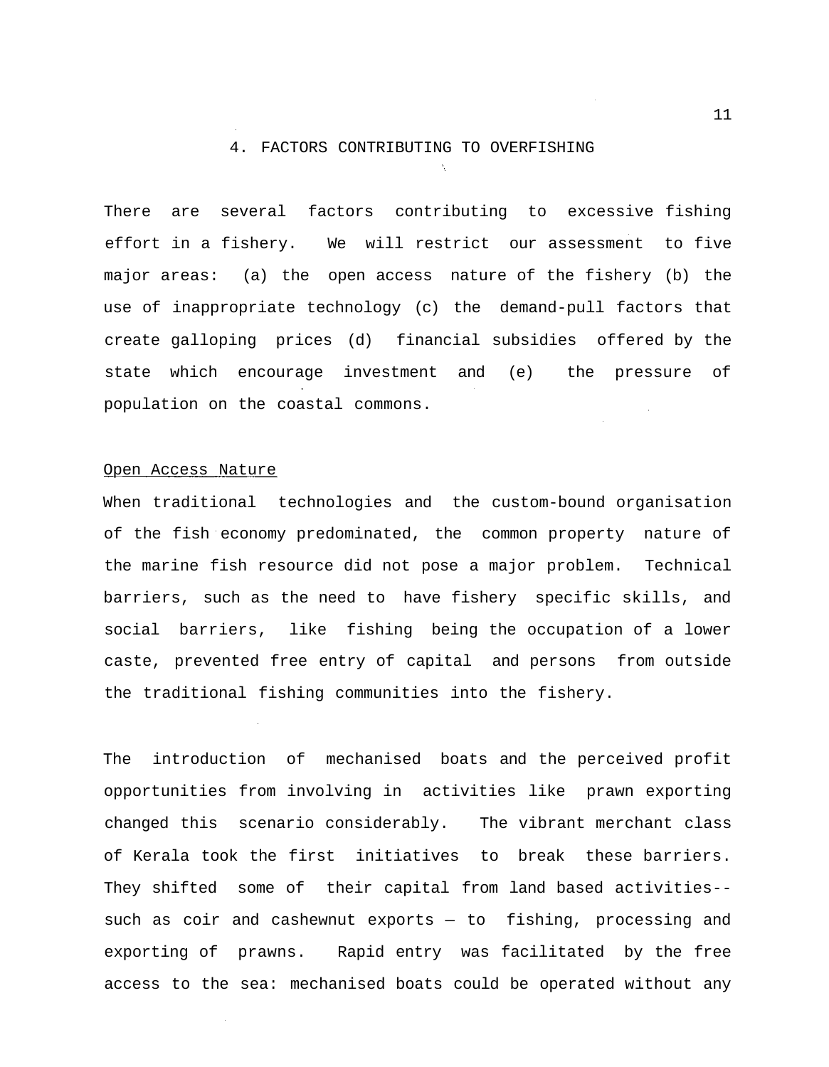## 4. FACTORS CONTRIBUTING TO OVERFISHING

There are several factors contributing to excessive fishing effort in a fishery. We will restrict our assessment to five major areas: (a) the open access nature of the fishery (b) the use of inappropriate technology (c) the demand-pull factors that create galloping prices (d) financial subsidies offered by the state which encourage investment and (e) the pressure of population on the coastal commons.

### Open Access Nature

When traditional technologies and the custom-bound organisation of the fish economy predominated, the common property nature of the marine fish resource did not pose a major problem. Technical barriers, such as the need to have fishery specific skills, and social barriers, like fishing being the occupation of a lower caste, prevented free entry of capital and persons from outside the traditional fishing communities into the fishery.

The introduction of mechanised boats and the perceived profit opportunities from involving in activities like prawn exporting changed this scenario considerably. The vibrant merchant class of Kerala took the first initiatives to break these barriers. They shifted some of their capital from land based activities-- such as coir and cashewnut exports — to fishing, processing and exporting of prawns. Rapid entry was facilitated by the free access to the sea: mechanised boats could be operated without any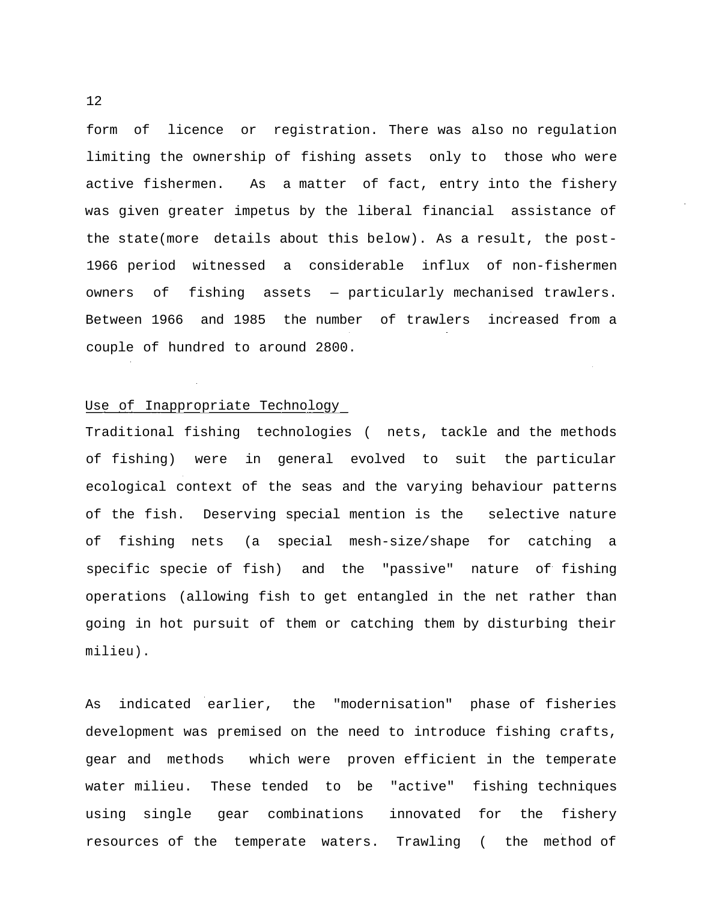form of licence or registration. There was also no regulation limiting the ownership of fishing assets only to those who were active fishermen. As a matter of fact, entry into the fishery was given greater impetus by the liberal financial assistance of the state(more details about this below). As a result, the post-1966 period witnessed a considerable influx of non-fishermen owners of fishing assets — particularly mechanised trawlers. Between 1966 and 1985 the number of trawlers increased from a couple of hundred to around 2800.

Use of Inappropriate Technology

Traditional fishing technologies ( nets, tackle and the methods of fishing) were in general evolved to suit the particular ecological context of the seas and the varying behaviour patterns of the fish. Deserving special mention is the selective nature of fishing nets (a special mesh-size/shape for catching a specific specie of fish) and the "passive" nature of fishing operations (allowing fish to get entangled in the net rather than going in hot pursuit of them or catching them by disturbing their milieu).

As indicated earlier, the "modernisation" phase of fisheries development was premised on the need to introduce fishing crafts, gear and methods which were proven efficient in the temperate water milieu. These tended to be "active" fishing techniques using single gear combinations innovated for the fishery resources of the temperate waters. Trawling ( the method of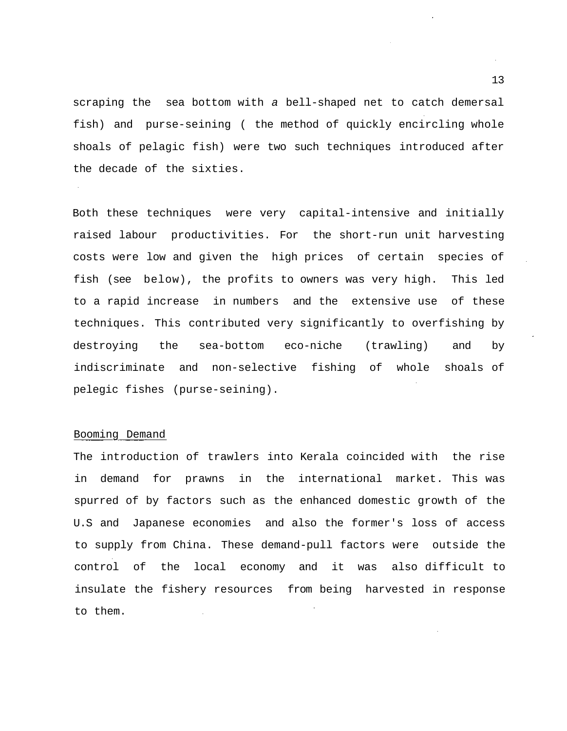scraping the sea bottom with *a* bell-shaped net to catch demersal fish) and purse-seining ( the method of quickly encircling whole shoals of pelagic fish) were two such techniques introduced after the decade of the sixties.

Both these techniques were very capital-intensive and initially raised labour productivities. For the short-run unit harvesting costs were low and given the high prices of certain species of fish (see below), the profits to owners was very high. This led to a rapid increase in numbers and the extensive use of these techniques. This contributed very significantly to overfishing by destroying the sea-bottom eco-niche (trawling) and by indiscriminate and non-selective fishing of whole shoals of pelegic fishes (purse-seining).

Booming Demand

The introduction of trawlers into Kerala coincided with the rise in demand for prawns in the international market. This was spurred of by factors such as the enhanced domestic growth of the U.S and Japanese economies and also the former's loss of access to supply from China. These demand-pull factors were outside the control of the local economy and it was also difficult to insulate the fishery resources from being harvested in response to them.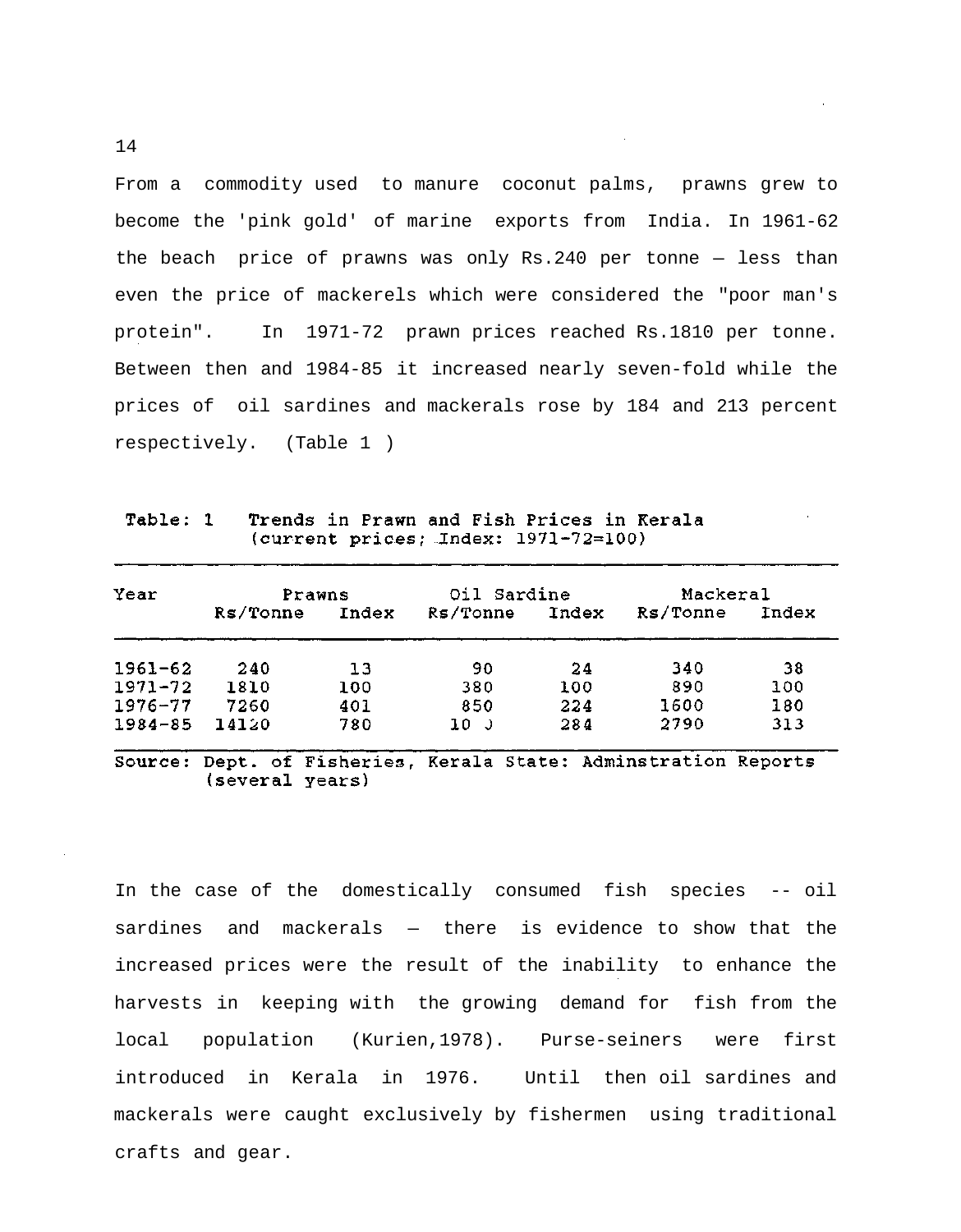From a commodity used to manure coconut palms, prawns grew to become the 'pink gold' of marine exports from India. In 1961-62 the beach price of prawns was only Rs.240 per tonne — less than even the price of mackerels which were considered the "poor man's protein". In 1971-72 prawn prices reached Rs.1810 per tonne. Between then and 1984-85 it increased nearly seven-fold while the prices of oil sardines and mackerals rose by 184 and 213 percent respectively. (Table 1 )

Table: 1 Trends in Prawn and Fish Prices in Kerala
(current prices; Index: 1971-72=100)

| Year | Prawns | | Oil Sardine | | Mackeral | |
|---|---|---|---|---|---|---|
| | Rs/Tonne | Index | Rs/Tonne | Index | Rs/Tonne | Index |
| 1961-62 | 240 | 13 | 90 | 24 | 340 | 38 |
| 1971-72 | 1810 | 100 | 380 | 100 | 890 | 100 |
| 1976-77 | 7260 | 401 | 850 | 224 | 1600 | 180 |
| 1984-85 | 14120 | 780 | 10 J | 284 | 2790 | 313 |

Source: Dept. of Fisheries, Kerala State: Adminstration Reports (several years)

In the case of the domestically consumed fish species -- oil sardines and mackerals — there is evidence to show that the increased prices were the result of the inability to enhance the harvests in keeping with the growing demand for fish from the local population (Kurien,1978). Purse-seiners were first introduced in Kerala in 1976. Until then oil sardines and mackerals were caught exclusively by fishermen using traditional crafts and gear.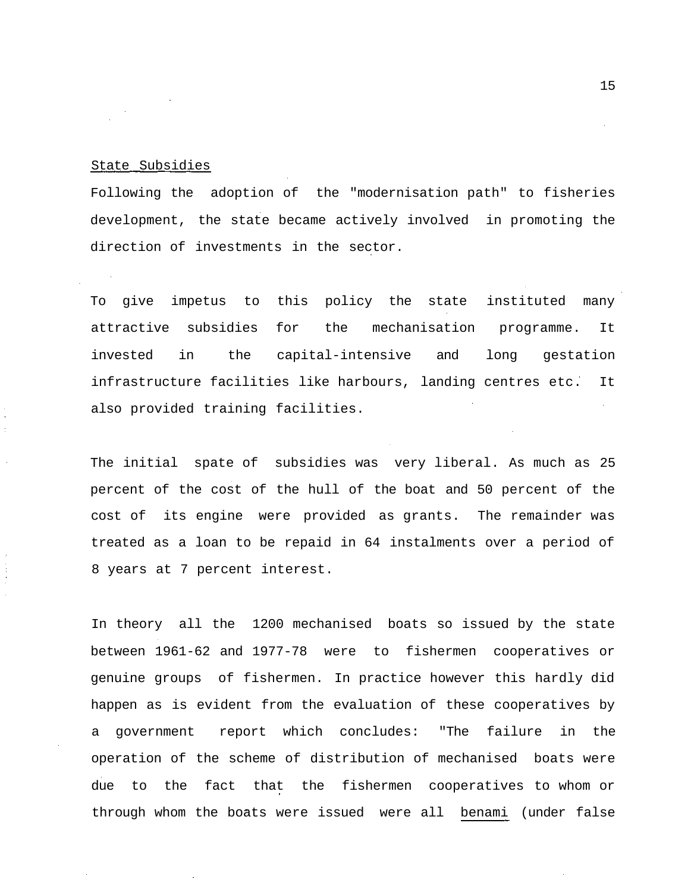## State Subsidies

Following the adoption of the "modernisation path" to fisheries development, the state became actively involved in promoting the direction of investments in the sector.

To give impetus to this policy the state instituted many attractive subsidies for the mechanisation programme. It invested in the capital-intensive and long gestation infrastructure facilities like harbours, landing centres etc. It also provided training facilities.

The initial spate of subsidies was very liberal. As much as 25 percent of the cost of the hull of the boat and 50 percent of the cost of its engine were provided as grants. The remainder was treated as a loan to be repaid in 64 instalments over a period of 8 years at 7 percent interest.

In theory all the 1200 mechanised boats so issued by the state between 1961-62 and 1977-78 were to fishermen cooperatives or genuine groups of fishermen. In practice however this hardly did happen as is evident from the evaluation of these cooperatives by a government report which concludes: "The failure in the operation of the scheme of distribution of mechanised boats were due to the fact that the fishermen cooperatives to whom or through whom the boats were issued were all <u>benami</u> (under false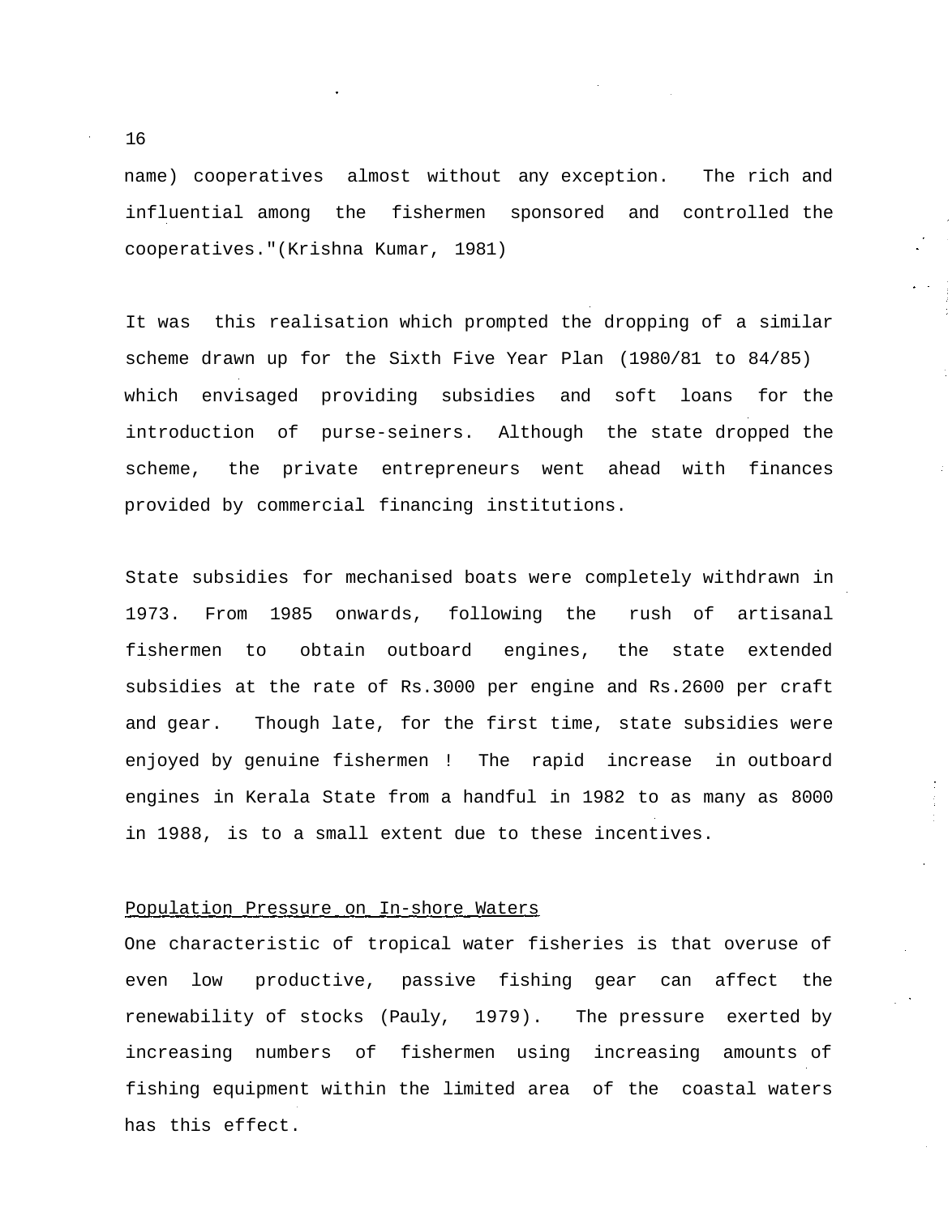name) cooperatives almost without any exception. The rich and influential among the fishermen sponsored and controlled the cooperatives."(Krishna Kumar, 1981)

It was this realisation which prompted the dropping of a similar scheme drawn up for the Sixth Five Year Plan (1980/81 to 84/85) which envisaged providing subsidies and soft loans for the introduction of purse-seiners. Although the state dropped the scheme, the private entrepreneurs went ahead with finances provided by commercial financing institutions.

State subsidies for mechanised boats were completely withdrawn in 1973. From 1985 onwards, following the rush of artisanal fishermen to obtain outboard engines, the state extended subsidies at the rate of Rs.3000 per engine and Rs.2600 per craft and gear. Though late, for the first time, state subsidies were enjoyed by genuine fishermen ! The rapid increase in outboard engines in Kerala State from a handful in 1982 to as many as 8000 in 1988, is to a small extent due to these incentives.

### Population Pressure on In-shore Waters

One characteristic of tropical water fisheries is that overuse of even low productive, passive fishing gear can affect the renewability of stocks (Pauly, 1979). The pressure exerted by increasing numbers of fishermen using increasing amounts of fishing equipment within the limited area of the coastal waters has this effect.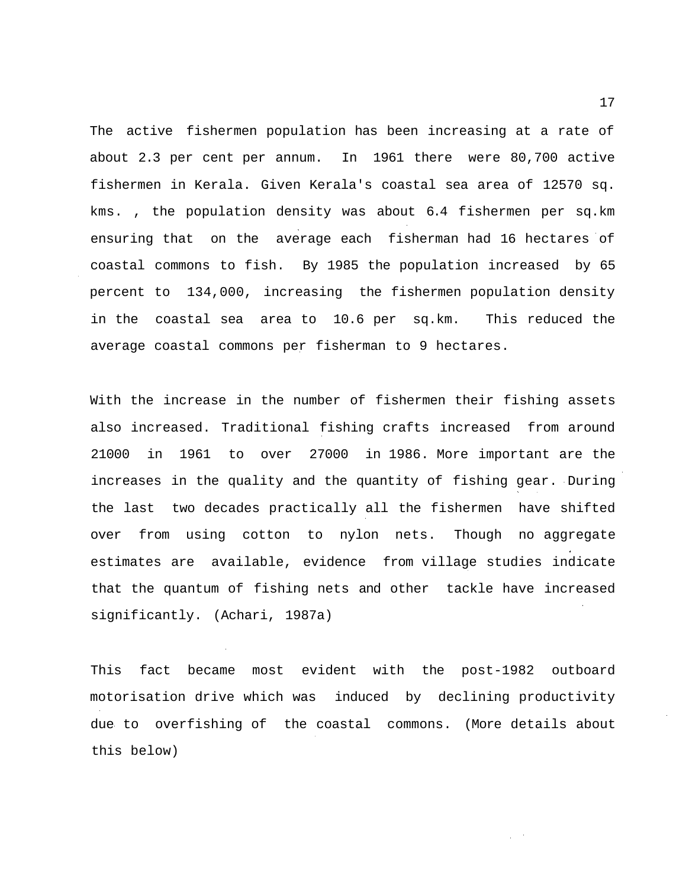The active fishermen population has been increasing at a rate of about 2.3 per cent per annum. In 1961 there were 80,700 active fishermen in Kerala. Given Kerala's coastal sea area of 12570 sq. kms. , the population density was about 6.4 fishermen per sq.km ensuring that on the average each fisherman had 16 hectares of coastal commons to fish. By 1985 the population increased by 65 percent to 134,000, increasing the fishermen population density in the coastal sea area to 10.6 per sq.km. This reduced the average coastal commons per fisherman to 9 hectares.

With the increase in the number of fishermen their fishing assets also increased. Traditional fishing crafts increased from around 21000 in 1961 to over 27000 in 1986. More important are the increases in the quality and the quantity of fishing gear. During the last two decades practically all the fishermen have shifted over from using cotton to nylon nets. Though no aggregate estimates are available, evidence from village studies indicate that the quantum of fishing nets and other tackle have increased significantly. (Achari, 1987a)

This fact became most evident with the post-1982 outboard motorisation drive which was induced by declining productivity due to overfishing of the coastal commons. (More details about this below)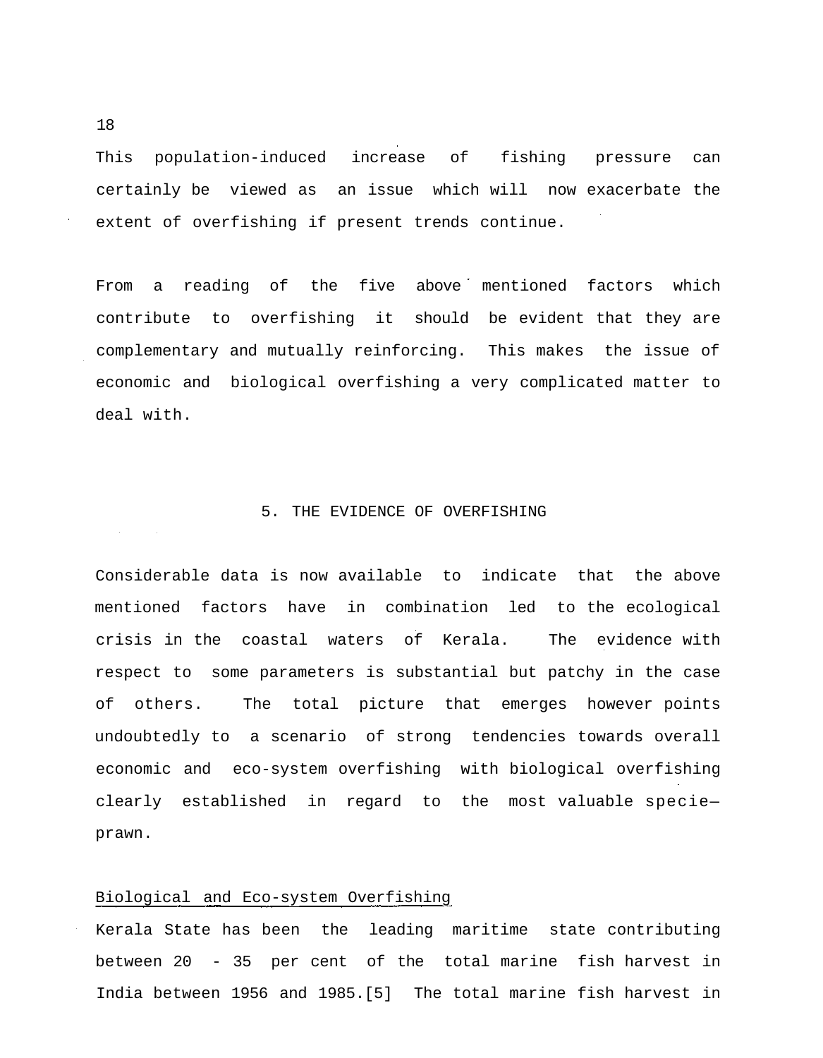This population-induced increase of fishing pressure can certainly be viewed as an issue which will now exacerbate the extent of overfishing if present trends continue.

From a reading of the five above mentioned factors which contribute to overfishing it should be evident that they are complementary and mutually reinforcing. This makes the issue of economic and biological overfishing a very complicated matter to deal with.

## 5. THE EVIDENCE OF OVERFISHING

Considerable data is now available to indicate that the above mentioned factors have in combination led to the ecological crisis in the coastal waters of Kerala. The evidence with respect to some parameters is substantial but patchy in the case of others. The total picture that emerges however points undoubtedly to a scenario of strong tendencies towards overall economic and eco-system overfishing with biological overfishing clearly established in regard to the most valuable specie—prawn.

### Biological and Eco-system Overfishing

Kerala State has been the leading maritime state contributing between 20 - 35 per cent of the total marine fish harvest in India between 1956 and 1985.[5] The total marine fish harvest in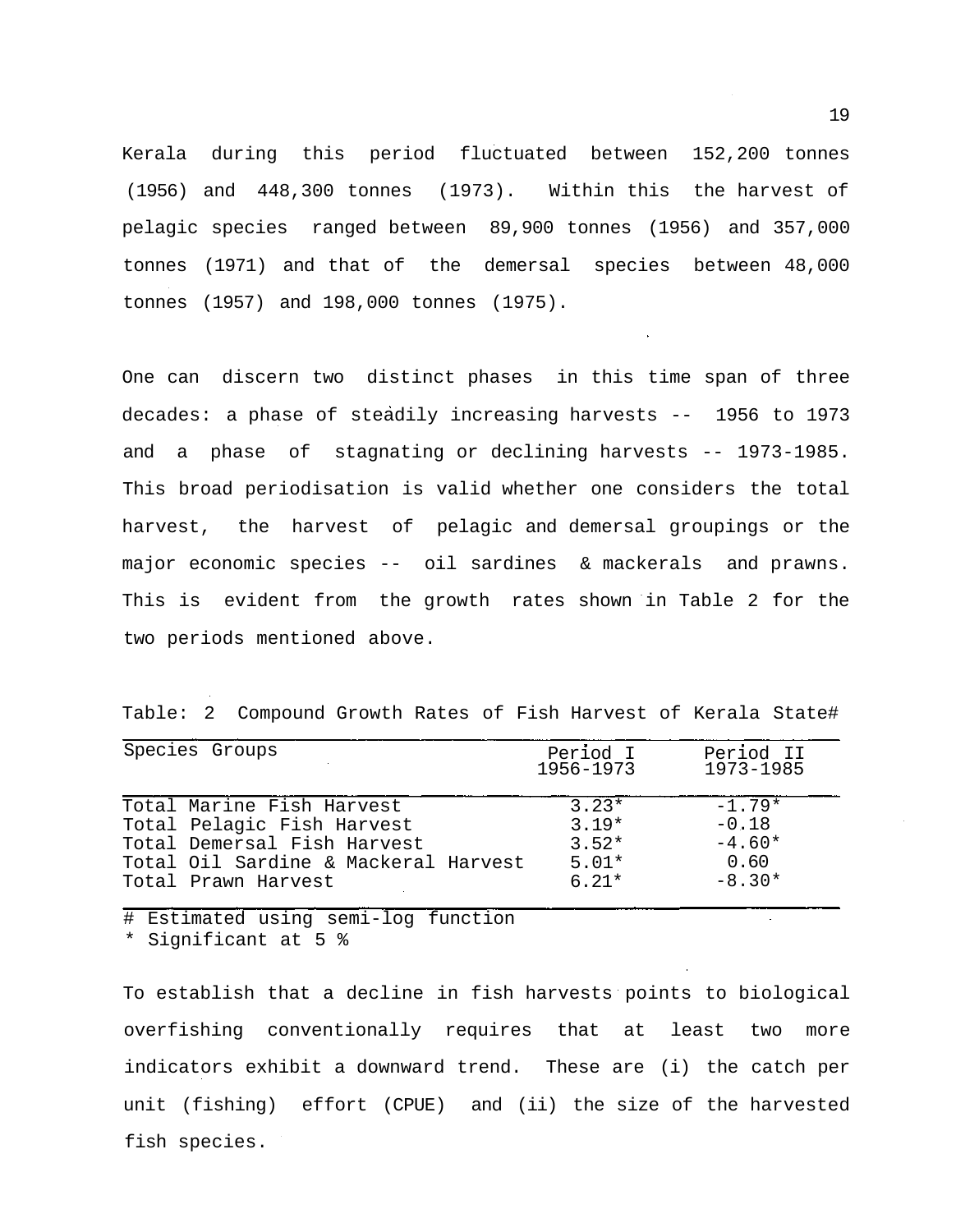Kerala during this period fluctuated between 152,200 tonnes (1956) and 448,300 tonnes (1973). Within this the harvest of pelagic species ranged between 89,900 tonnes (1956) and 357,000 tonnes (1971) and that of the demersal species between 48,000 tonnes (1957) and 198,000 tonnes (1975).

One can discern two distinct phases in this time span of three decades: a phase of steadily increasing harvests -- 1956 to 1973 and a phase of stagnating or declining harvests -- 1973-1985. This broad periodisation is valid whether one considers the total harvest, the harvest of pelagic and demersal groupings or the major economic species -- oil sardines & mackerals and prawns. This is evident from the growth rates shown in Table 2 for the two periods mentioned above.

Table: 2 Compound Growth Rates of Fish Harvest of Kerala State#

| Species Groups | Period I 1956-1973 | Period II 1973-1985 |
|---|---|---|
| Total Marine Fish Harvest | 3.23* | -1.79* |
| Total Pelagic Fish Harvest | 3.19* | -0.18 |
| Total Demersal Fish Harvest | 3.52* | -4.60* |
| Total Oil Sardine & Mackeral Harvest | 5.01* | 0.60 |
| Total Prawn Harvest | 6.21* | -8.30* |

# Estimated using semi-log function
* Significant at 5 %

To establish that a decline in fish harvests points to biological overfishing conventionally requires that at least two more indicators exhibit a downward trend. These are (i) the catch per unit (fishing) effort (CPUE) and (ii) the size of the harvested fish species.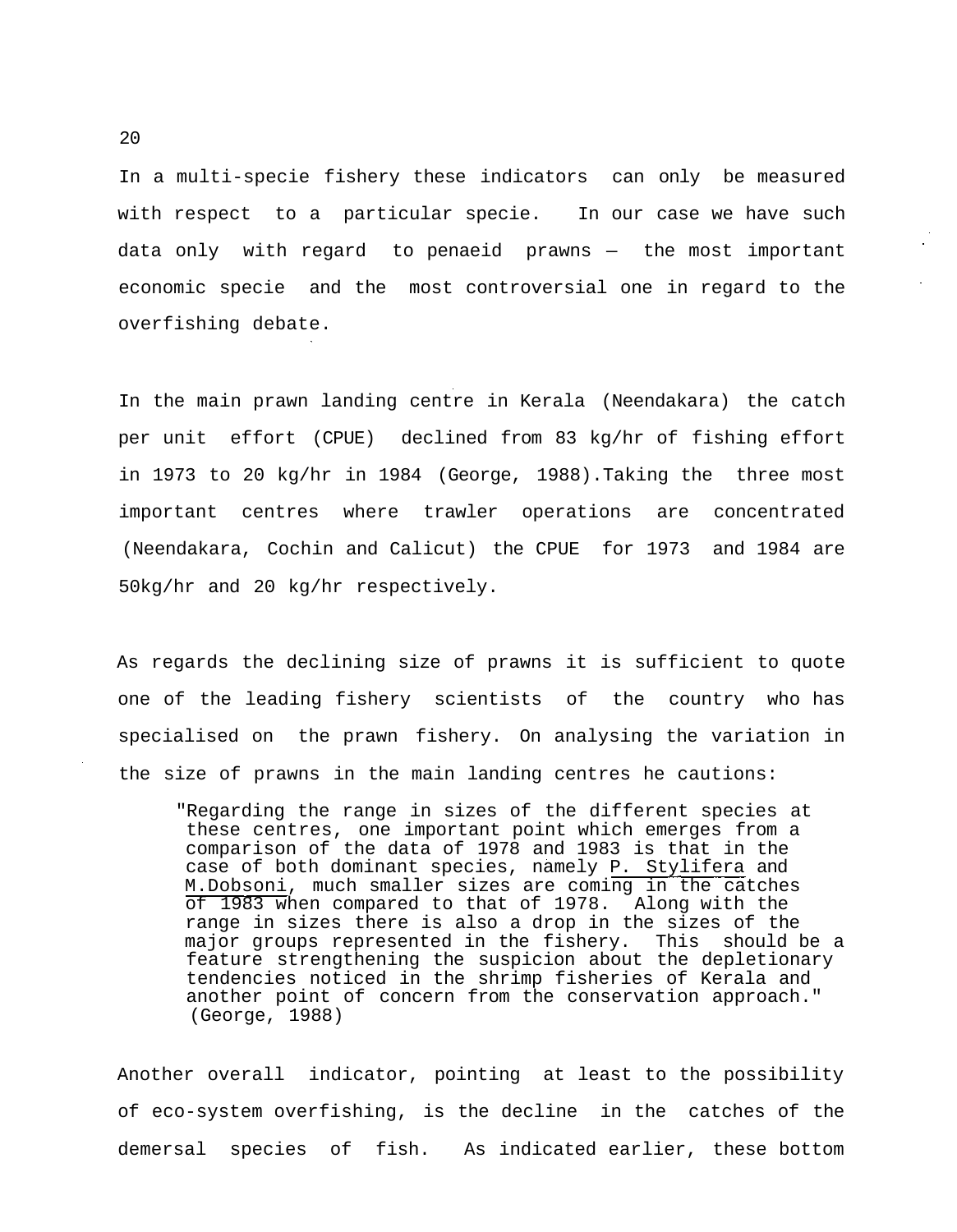In a multi-specie fishery these indicators can only be measured with respect to a particular specie. In our case we have such data only with regard to penaeid prawns — the most important economic specie and the most controversial one in regard to the overfishing debate.

In the main prawn landing centre in Kerala (Neendakara) the catch per unit effort (CPUE) declined from 83 kg/hr of fishing effort in 1973 to 20 kg/hr in 1984 (George, 1988).Taking the three most important centres where trawler operations are concentrated (Neendakara, Cochin and Calicut) the CPUE for 1973 and 1984 are 50kg/hr and 20 kg/hr respectively.

As regards the declining size of prawns it is sufficient to quote one of the leading fishery scientists of the country who has specialised on the prawn fishery. On analysing the variation in the size of prawns in the main landing centres he cautions:

> "Regarding the range in sizes of the different species at these centres, one important point which emerges from a comparison of the data of 1978 and 1983 is that in the case of both dominant species, namely P. Stylifera and M.Dobsoni, much smaller sizes are coming in the catches of 1983 when compared to that of 1978. Along with the range in sizes there is also a drop in the sizes of the major groups represented in the fishery. This should be a feature strengthening the suspicion about the depletionary tendencies noticed in the shrimp fisheries of Kerala and another point of concern from the conservation approach." (George, 1988)

Another overall indicator, pointing at least to the possibility of eco-system overfishing, is the decline in the catches of the demersal species of fish. As indicated earlier, these bottom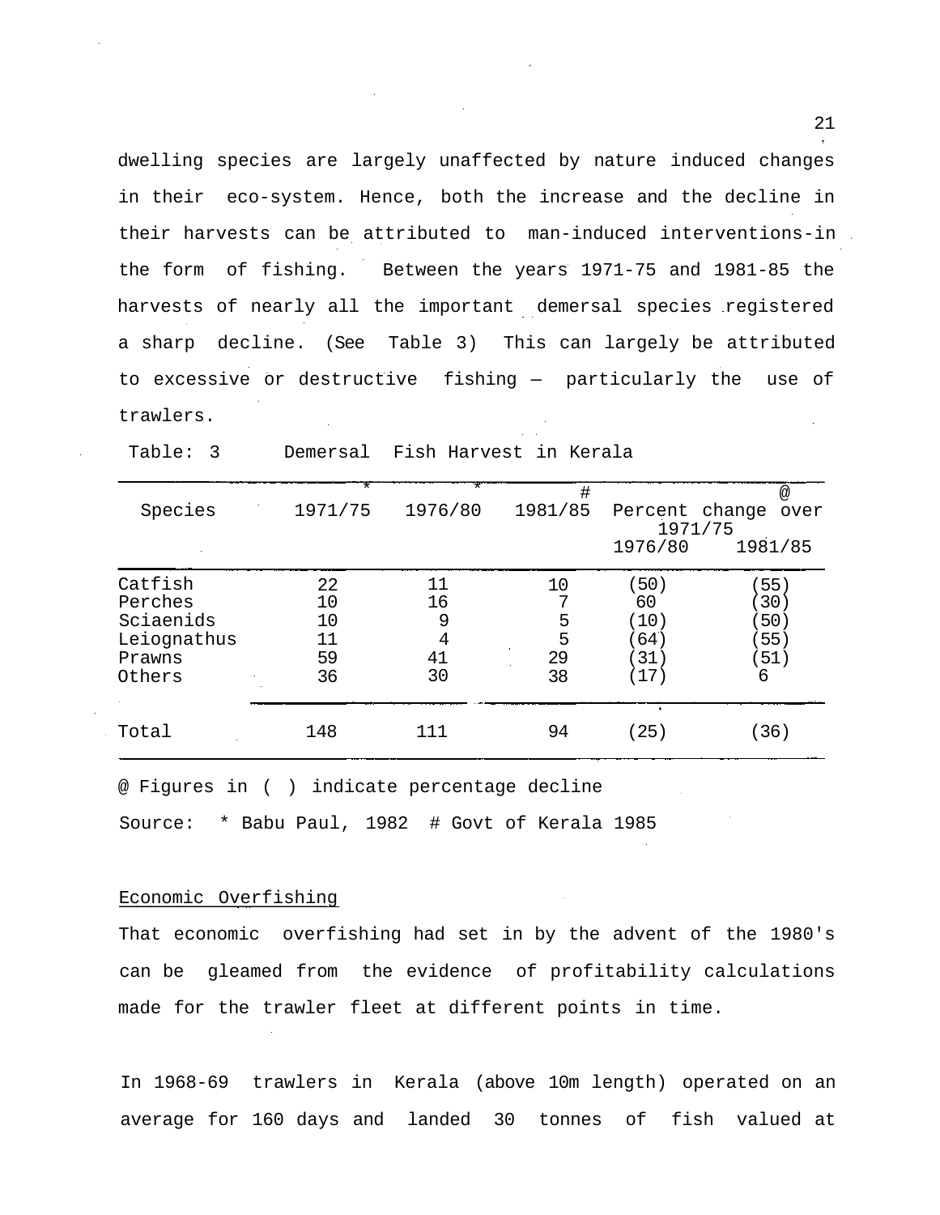dwelling species are largely unaffected by nature induced changes in their eco-system. Hence, both the increase and the decline in their harvests can be attributed to man-induced interventions-in the form of fishing. Between the years 1971-75 and 1981-85 the harvests of nearly all the important demersal species registered a sharp decline. (See Table 3) This can largely be attributed to excessive or destructive fishing — particularly the use of trawlers.

Table: 3 Demersal Fish Harvest in Kerala

| Species | 1971/75 * | 1976/80 * | 1981/85 # | Percent change over 1971/75 @ | |
|---|---|---|---|---|---|
| | | | | 1976/80 | 1981/85 |
| Catfish | 22 | 11 | 10 | (50) | (55) |
| Perches | 10 | 16 | 7 | 60 | (30) |
| Sciaenids | 10 | 9 | 5 | (10) | (50) |
| Leiognathus | 11 | 4 | 5 | (64) | (55) |
| Prawns | 59 | 41 | 29 | (31) | (51) |
| Others | 36 | 30 | 38 | (17) | 6 |
| Total | 148 | 111 | 94 | (25) | (36) |

@ Figures in ( ) indicate percentage decline

Source: * Babu Paul, 1982 # Govt of Kerala 1985

<u>Economic Overfishing</u>

That economic overfishing had set in by the advent of the 1980's can be gleamed from the evidence of profitability calculations made for the trawler fleet at different points in time.

In 1968-69 trawlers in Kerala (above 10m length) operated on an average for 160 days and landed 30 tonnes of fish valued at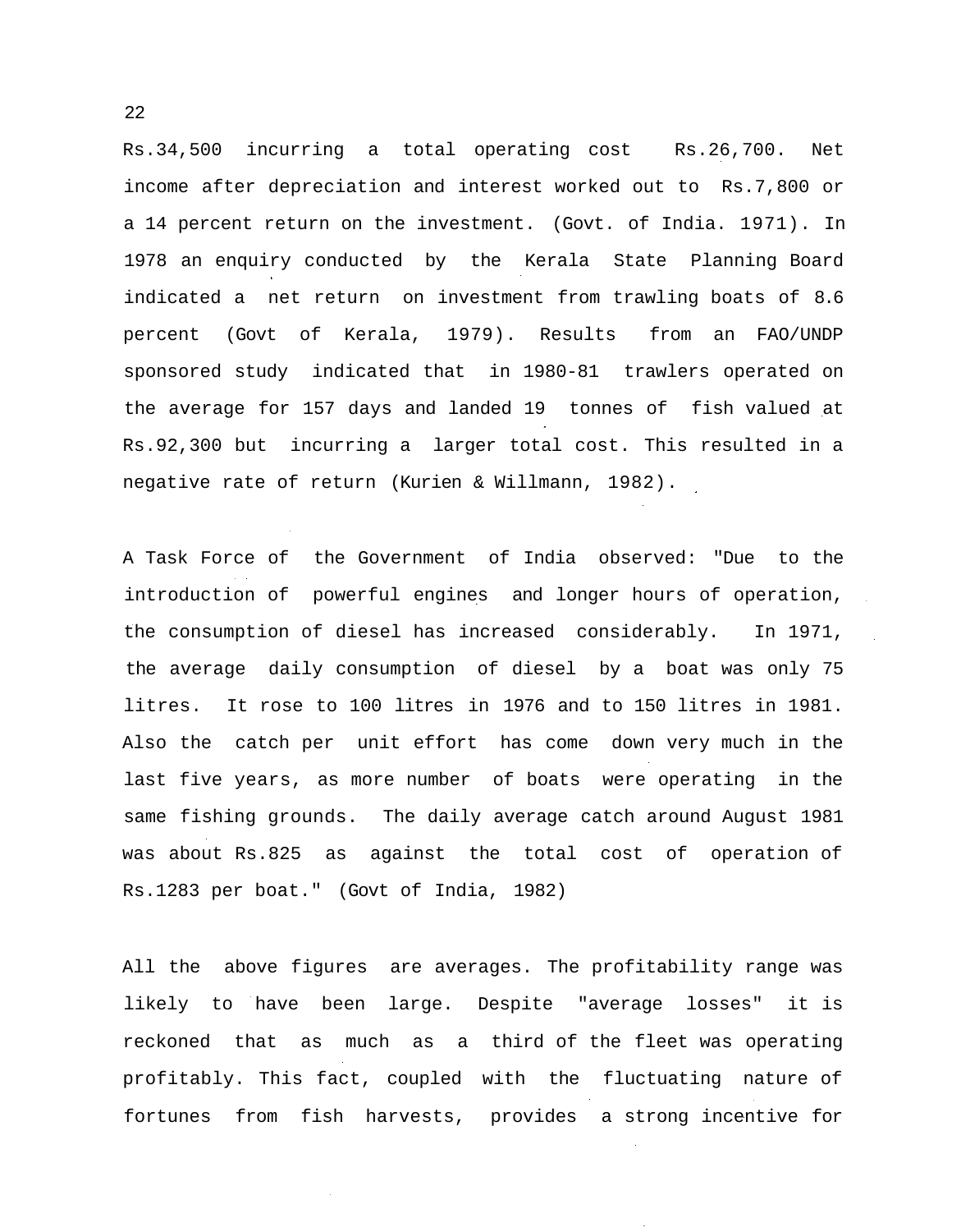Rs.34,500 incurring a total operating cost Rs.26,700. Net income after depreciation and interest worked out to Rs.7,800 or a 14 percent return on the investment. (Govt. of India. 1971). In 1978 an enquiry conducted by the Kerala State Planning Board indicated a net return on investment from trawling boats of 8.6 percent (Govt of Kerala, 1979). Results from an FAO/UNDP sponsored study indicated that in 1980-81 trawlers operated on the average for 157 days and landed 19 tonnes of fish valued at Rs.92,300 but incurring a larger total cost. This resulted in a negative rate of return (Kurien & Willmann, 1982).

A Task Force of the Government of India observed: "Due to the introduction of powerful engines and longer hours of operation, the consumption of diesel has increased considerably. In 1971, the average daily consumption of diesel by a boat was only 75 litres. It rose to 100 litres in 1976 and to 150 litres in 1981. Also the catch per unit effort has come down very much in the last five years, as more number of boats were operating in the same fishing grounds. The daily average catch around August 1981 was about Rs.825 as against the total cost of operation of Rs.1283 per boat." (Govt of India, 1982)

All the above figures are averages. The profitability range was likely to have been large. Despite "average losses" it is reckoned that as much as a third of the fleet was operating profitably. This fact, coupled with the fluctuating nature of fortunes from fish harvests, provides a strong incentive for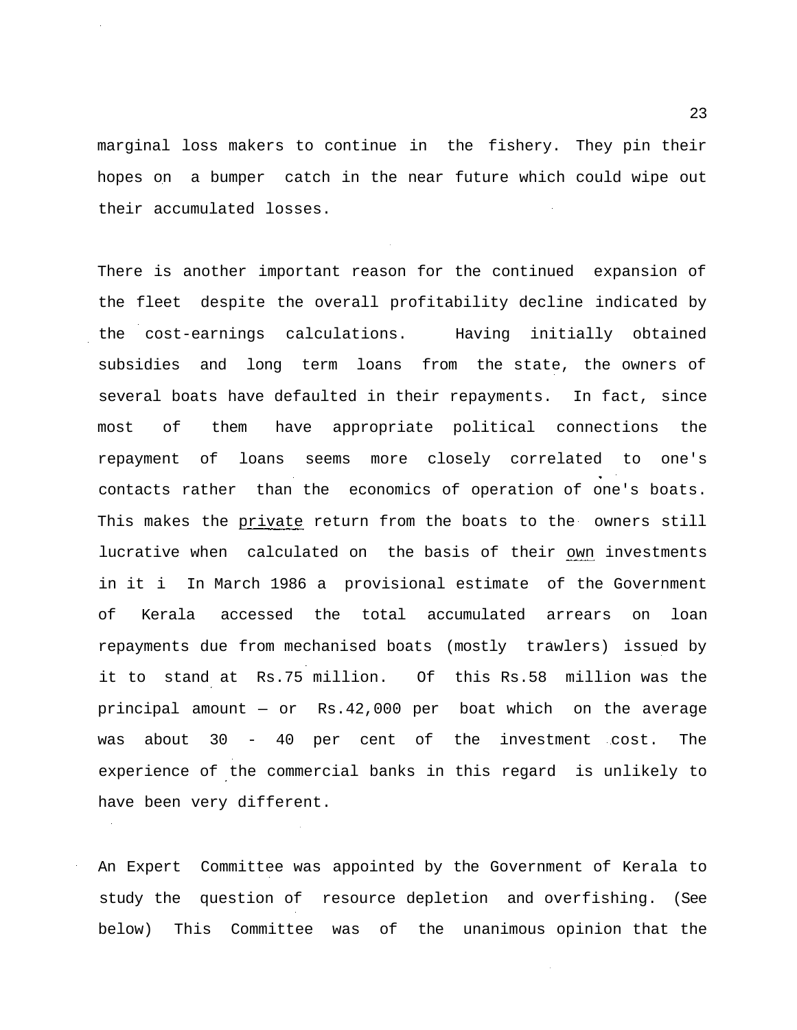marginal loss makers to continue in the fishery. They pin their hopes on a bumper catch in the near future which could wipe out their accumulated losses.

There is another important reason for the continued expansion of the fleet despite the overall profitability decline indicated by the cost-earnings calculations. Having initially obtained subsidies and long term loans from the state, the owners of several boats have defaulted in their repayments. In fact, since most of them have appropriate political connections the repayment of loans seems more closely correlated to one's contacts rather than the economics of operation of one's boats. This makes the private return from the boats to the owners still lucrative when calculated on the basis of their own investments in it i In March 1986 a provisional estimate of the Government of Kerala accessed the total accumulated arrears on loan repayments due from mechanised boats (mostly trawlers) issued by it to stand at Rs.75 million. Of this Rs.58 million was the principal amount — or Rs.42,000 per boat which on the average was about 30 - 40 per cent of the investment cost. The experience of the commercial banks in this regard is unlikely to have been very different.

An Expert Committee was appointed by the Government of Kerala to study the question of resource depletion and overfishing. (See below) This Committee was of the unanimous opinion that the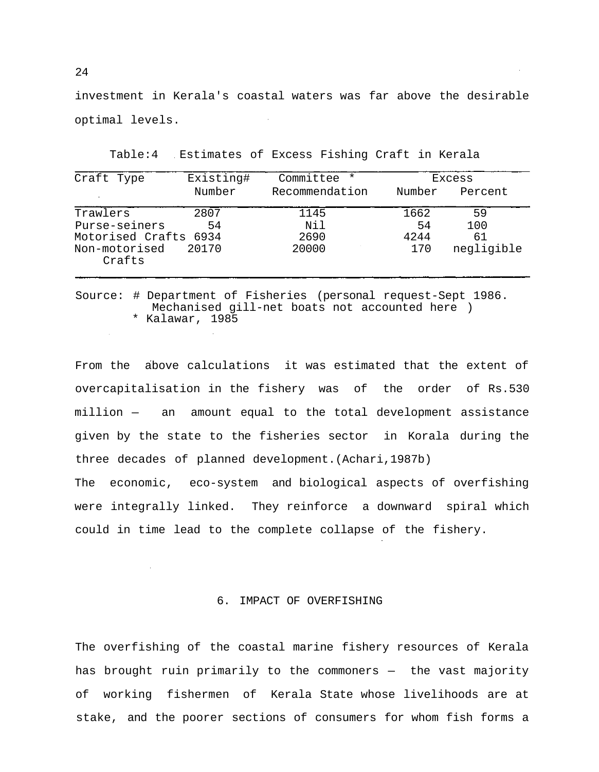investment in Kerala's coastal waters was far above the desirable optimal levels.

Table:4 Estimates of Excess Fishing Craft in Kerala

| Craft Type | Existing# Number | Committee * Recommendation | Excess Number | Excess Percent |
|---|---|---|---|---|
| Trawlers | 2807 | 1145 | 1662 | 59 |
| Purse-seiners | 54 | Nil | 54 | 100 |
| Motorised Crafts | 6934 | 2690 | 4244 | 61 |
| Non-motorised Crafts | 20170 | 20000 | 170 | negligible |

Source: # Department of Fisheries (personal request-Sept 1986. Mechanised gill-net boats not accounted here )
* Kalawar, 1985

From the above calculations it was estimated that the extent of overcapitalisation in the fishery was of the order of Rs.530 million — an amount equal to the total development assistance given by the state to the fisheries sector in Korala during the three decades of planned development.(Achari,1987b)

The economic, eco-system and biological aspects of overfishing were integrally linked. They reinforce a downward spiral which could in time lead to the complete collapse of the fishery.

## 6. IMPACT OF OVERFISHING

The overfishing of the coastal marine fishery resources of Kerala has brought ruin primarily to the commoners — the vast majority of working fishermen of Kerala State whose livelihoods are at stake, and the poorer sections of consumers for whom fish forms a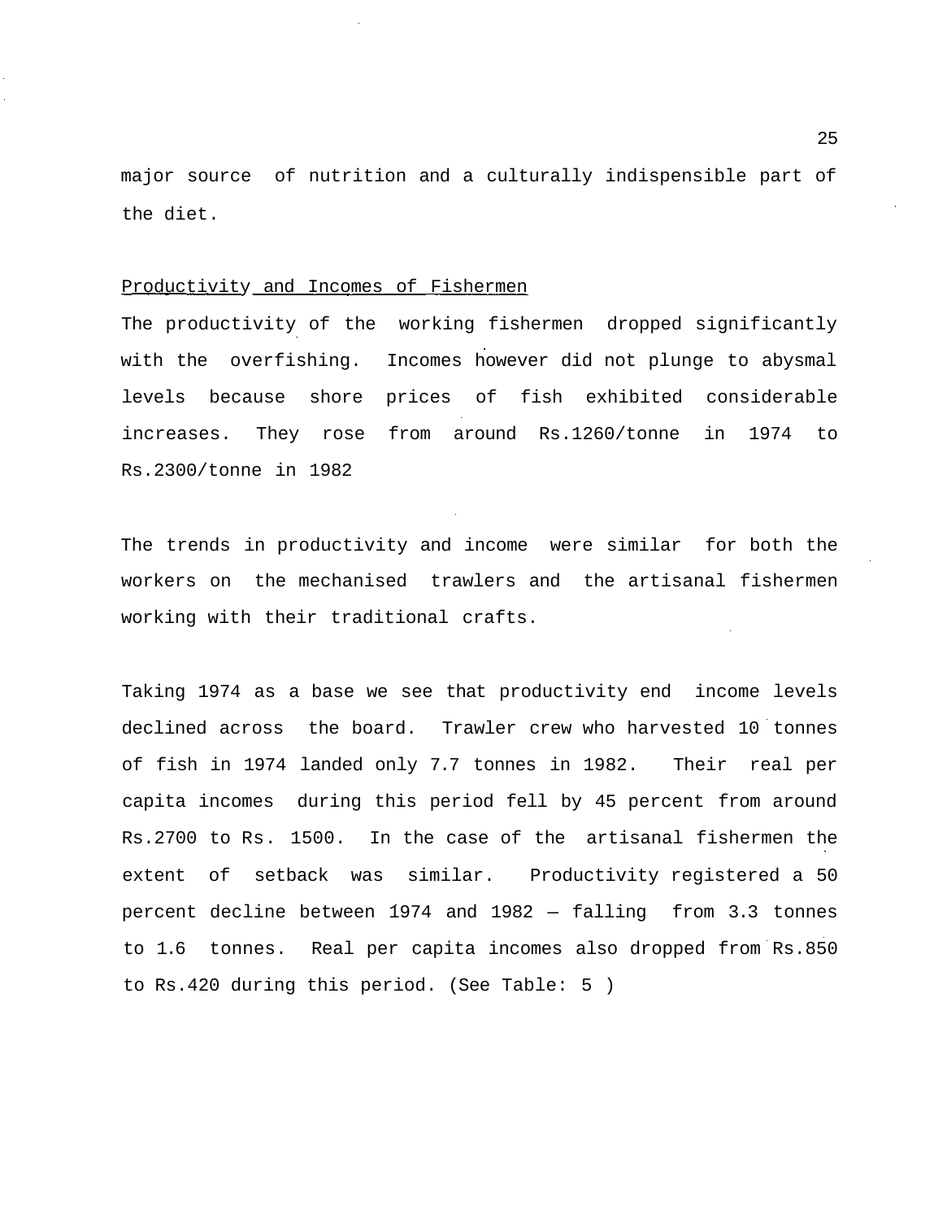major source of nutrition and a culturally indispensible part of the diet.

## Productivity and Incomes of Fishermen

The productivity of the working fishermen dropped significantly with the overfishing. Incomes however did not plunge to abysmal levels because shore prices of fish exhibited considerable increases. They rose from around Rs.1260/tonne in 1974 to Rs.2300/tonne in 1982

The trends in productivity and income were similar for both the workers on the mechanised trawlers and the artisanal fishermen working with their traditional crafts.

Taking 1974 as a base we see that productivity end income levels declined across the board. Trawler crew who harvested 10 tonnes of fish in 1974 landed only 7.7 tonnes in 1982. Their real per capita incomes during this period fell by 45 percent from around Rs.2700 to Rs. 1500. In the case of the artisanal fishermen the extent of setback was similar. Productivity registered a 50 percent decline between 1974 and 1982 — falling from 3.3 tonnes to 1.6 tonnes. Real per capita incomes also dropped from Rs.850 to Rs.420 during this period. (See Table: 5 )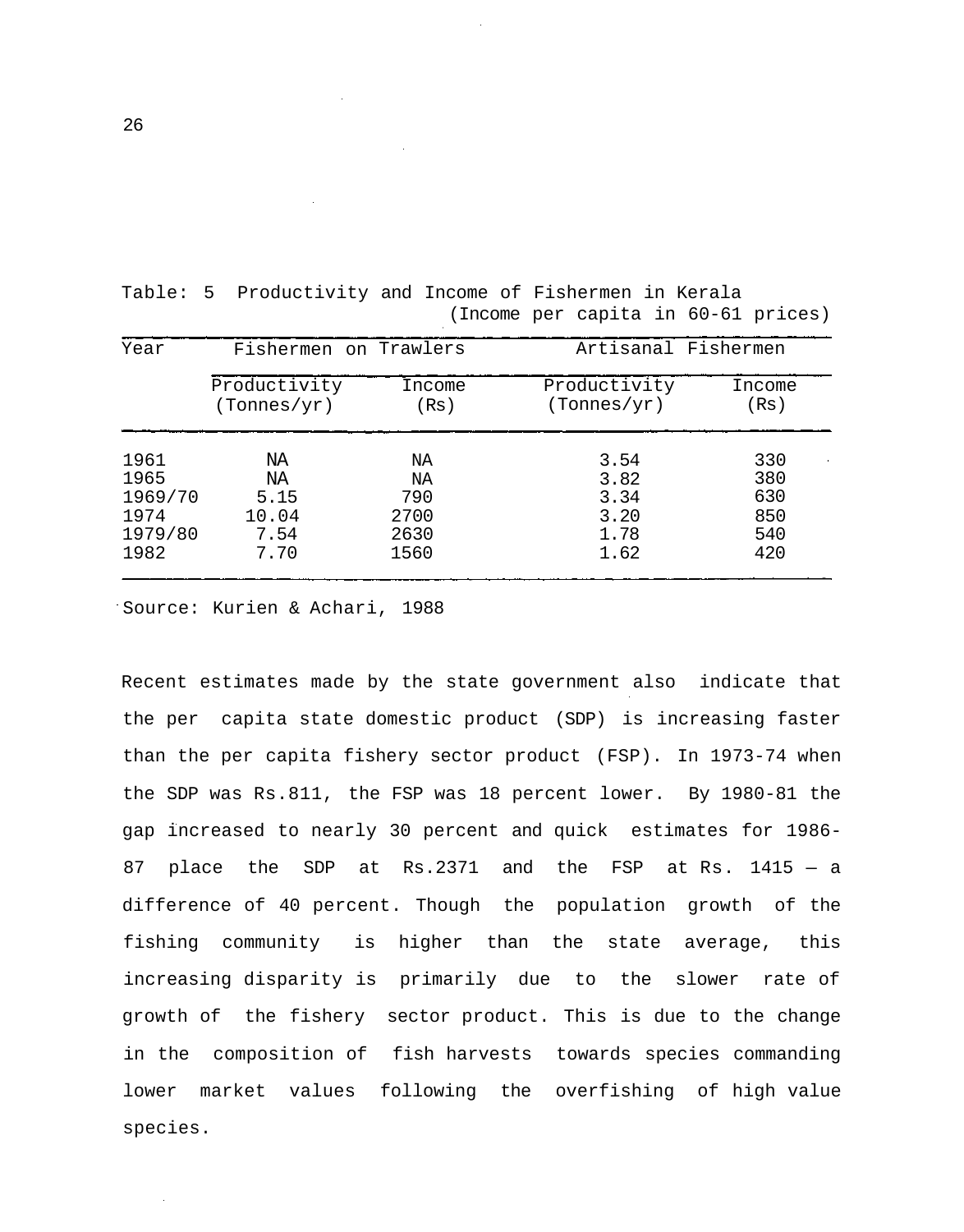Table: 5 Productivity and Income of Fishermen in Kerala
(Income per capita in 60-61 prices)

| Year | Fishermen on Trawlers | | Artisanal Fishermen | |
|---|---|---|---|---|
| | Productivity (Tonnes/yr) | Income (Rs) | Productivity (Tonnes/yr) | Income (Rs) |
| 1961 | NA | NA | 3.54 | 330 |
| 1965 | NA | NA | 3.82 | 380 |
| 1969/70 | 5.15 | 790 | 3.34 | 630 |
| 1974 | 10.04 | 2700 | 3.20 | 850 |
| 1979/80 | 7.54 | 2630 | 1.78 | 540 |
| 1982 | 7.70 | 1560 | 1.62 | 420 |

Source: Kurien & Achari, 1988

Recent estimates made by the state government also indicate that the per capita state domestic product (SDP) is increasing faster than the per capita fishery sector product (FSP). In 1973-74 when the SDP was Rs.811, the FSP was 18 percent lower. By 1980-81 the gap increased to nearly 30 percent and quick estimates for 1986-87 place the SDP at Rs.2371 and the FSP at Rs. 1415 — a difference of 40 percent. Though the population growth of the fishing community is higher than the state average, this increasing disparity is primarily due to the slower rate of growth of the fishery sector product. This is due to the change in the composition of fish harvests towards species commanding lower market values following the overfishing of high value species.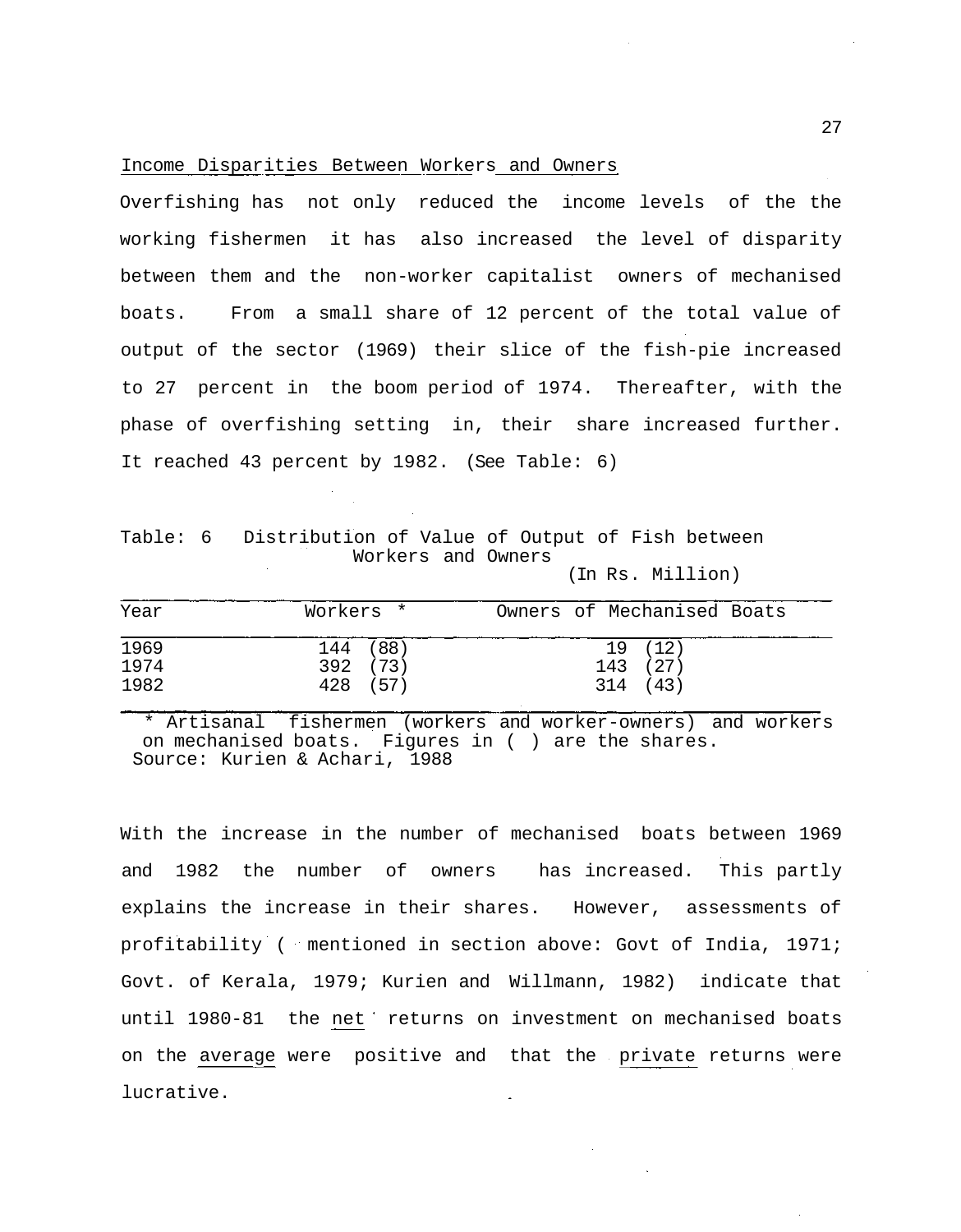## Income Disparities Between Workers and Owners

Overfishing has not only reduced the income levels of the the working fishermen it has also increased the level of disparity between them and the non-worker capitalist owners of mechanised boats. From a small share of 12 percent of the total value of output of the sector (1969) their slice of the fish-pie increased to 27 percent in the boom period of 1974. Thereafter, with the phase of overfishing setting in, their share increased further. It reached 43 percent by 1982. (See Table: 6)

Table: 6 Distribution of Value of Output of Fish between Workers and Owners

(In Rs. Million)

| Year | Workers * | Owners of Mechanised Boats |
|---|---|---|
| 1969 | 144 (88) | 19 (12) |
| 1974 | 392 (73) | 143 (27) |
| 1982 | 428 (57) | 314 (43) |

* Artisanal fishermen (workers and worker-owners) and workers on mechanised boats. Figures in ( ) are the shares.
Source: Kurien & Achari, 1988

With the increase in the number of mechanised boats between 1969 and 1982 the number of owners has increased. This partly explains the increase in their shares. However, assessments of profitability ( mentioned in section above: Govt of India, 1971; Govt. of Kerala, 1979; Kurien and Willmann, 1982) indicate that until 1980-81 the <u>net</u> returns on investment on mechanised boats on the <u>average</u> were positive and that the <u>private</u> returns were lucrative.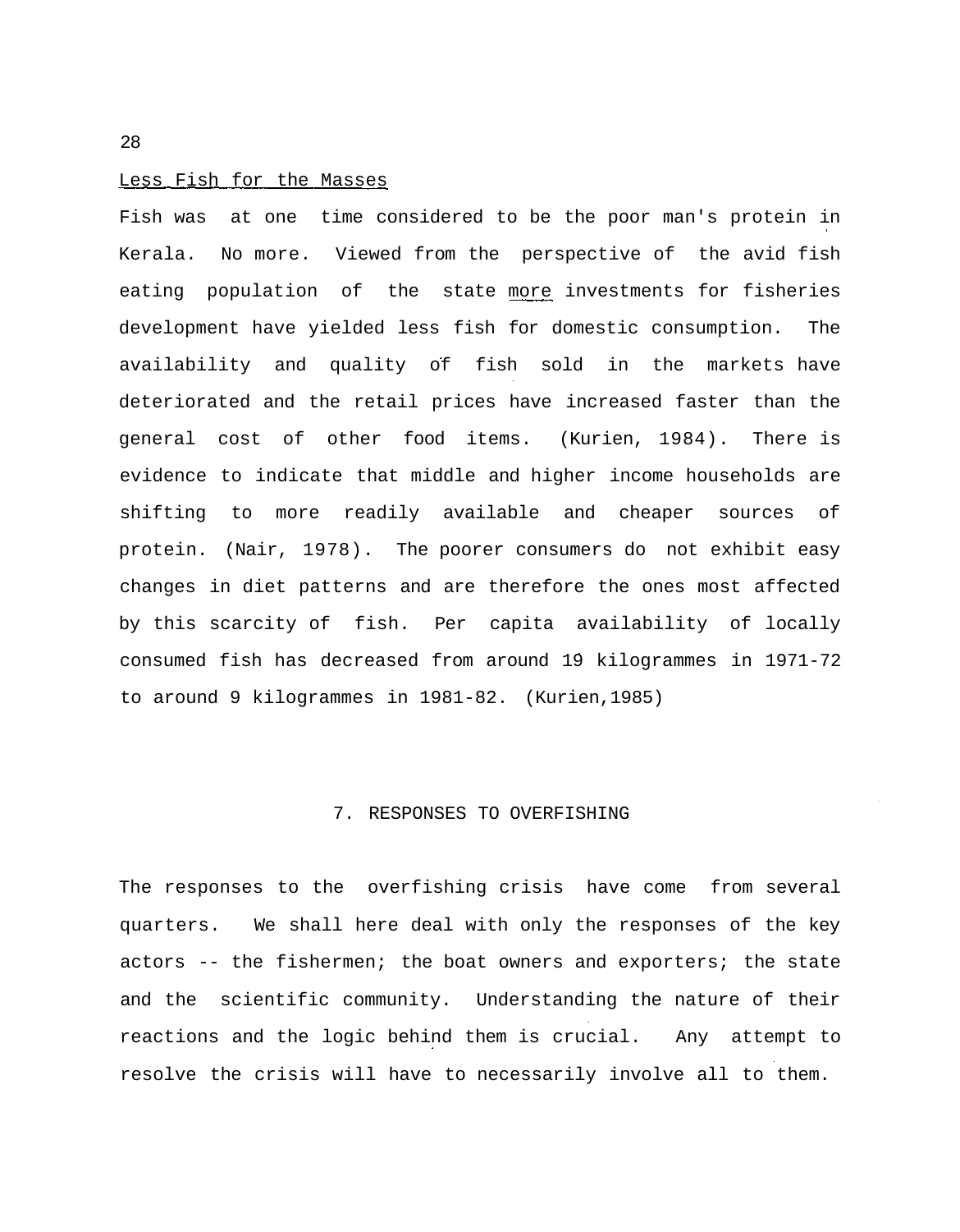<u>Less Fish for the Masses</u>

Fish was at one time considered to be the poor man's protein in Kerala. No more. Viewed from the perspective of the avid fish eating population of the state <u>more</u> investments for fisheries development have yielded less fish for domestic consumption. The availability and quality of fish sold in the markets have deteriorated and the retail prices have increased faster than the general cost of other food items. (Kurien, 1984). There is evidence to indicate that middle and higher income households are shifting to more readily available and cheaper sources of protein. (Nair, 1978). The poorer consumers do not exhibit easy changes in diet patterns and are therefore the ones most affected by this scarcity of fish. Per capita availability of locally consumed fish has decreased from around 19 kilogrammes in 1971-72 to around 9 kilogrammes in 1981-82. (Kurien,1985)

## 7. RESPONSES TO OVERFISHING

The responses to the overfishing crisis have come from several quarters. We shall here deal with only the responses of the key actors -- the fishermen; the boat owners and exporters; the state and the scientific community. Understanding the nature of their reactions and the logic behind them is crucial. Any attempt to resolve the crisis will have to necessarily involve all to them.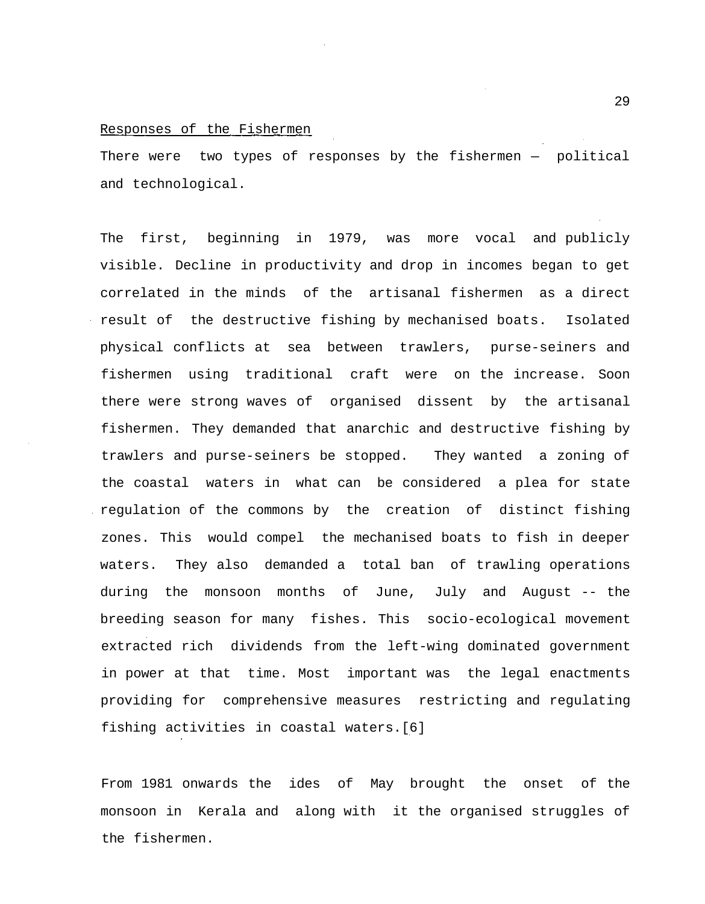Responses of the Fishermen

There were two types of responses by the fishermen — political and technological.

The first, beginning in 1979, was more vocal and publicly visible. Decline in productivity and drop in incomes began to get correlated in the minds of the artisanal fishermen as a direct result of the destructive fishing by mechanised boats. Isolated physical conflicts at sea between trawlers, purse-seiners and fishermen using traditional craft were on the increase. Soon there were strong waves of organised dissent by the artisanal fishermen. They demanded that anarchic and destructive fishing by trawlers and purse-seiners be stopped. They wanted a zoning of the coastal waters in what can be considered a plea for state regulation of the commons by the creation of distinct fishing zones. This would compel the mechanised boats to fish in deeper waters. They also demanded a total ban of trawling operations during the monsoon months of June, July and August -- the breeding season for many fishes. This socio-ecological movement extracted rich dividends from the left-wing dominated government in power at that time. Most important was the legal enactments providing for comprehensive measures restricting and regulating fishing activities in coastal waters.[6]

From 1981 onwards the ides of May brought the onset of the monsoon in Kerala and along with it the organised struggles of the fishermen.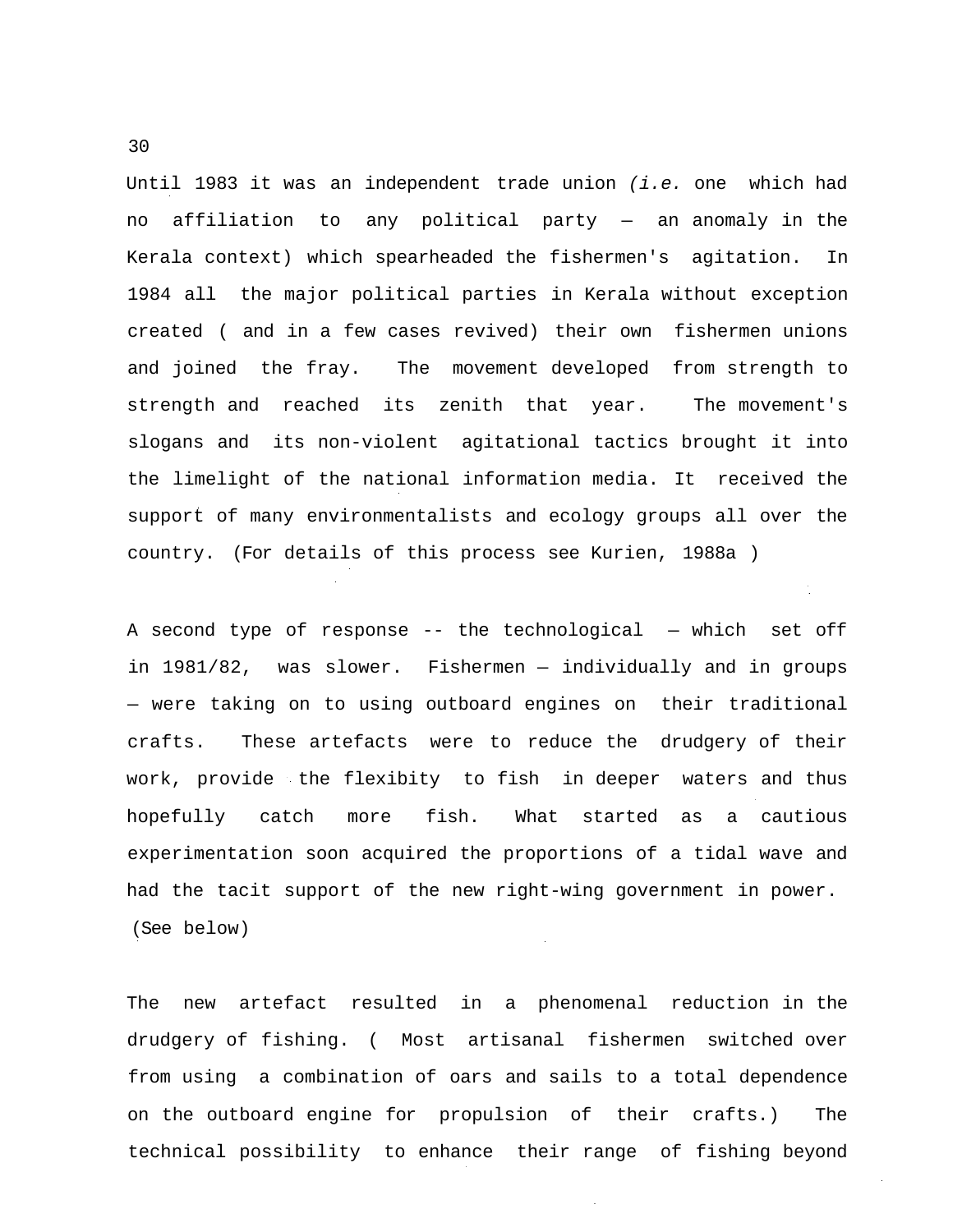Until 1983 it was an independent trade union *(i.e.* one which had no affiliation to any political party — an anomaly in the Kerala context) which spearheaded the fishermen's agitation. In 1984 all the major political parties in Kerala without exception created ( and in a few cases revived) their own fishermen unions and joined the fray. The movement developed from strength to strength and reached its zenith that year. The movement's slogans and its non-violent agitational tactics brought it into the limelight of the national information media. It received the support of many environmentalists and ecology groups all over the country. (For details of this process see Kurien, 1988a )

A second type of response -- the technological — which set off in 1981/82, was slower. Fishermen — individually and in groups — were taking on to using outboard engines on their traditional crafts. These artefacts were to reduce the drudgery of their work, provide the flexibity to fish in deeper waters and thus hopefully catch more fish. What started as a cautious experimentation soon acquired the proportions of a tidal wave and had the tacit support of the new right-wing government in power. (See below)

The new artefact resulted in a phenomenal reduction in the drudgery of fishing. ( Most artisanal fishermen switched over from using a combination of oars and sails to a total dependence on the outboard engine for propulsion of their crafts.) The technical possibility to enhance their range of fishing beyond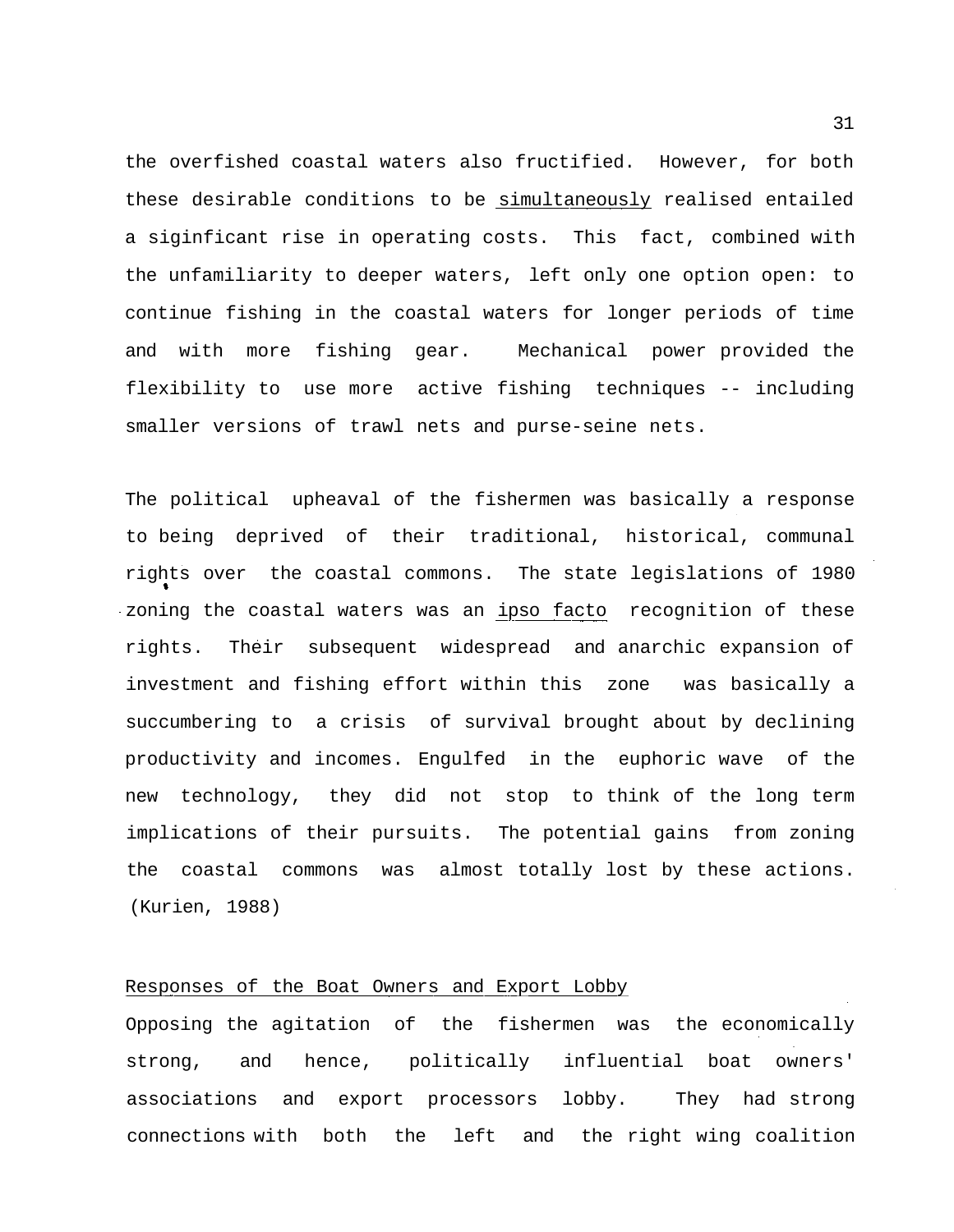the overfished coastal waters also fructified. However, for both these desirable conditions to be simultaneously realised entailed a siginficant rise in operating costs. This fact, combined with the unfamiliarity to deeper waters, left only one option open: to continue fishing in the coastal waters for longer periods of time and with more fishing gear. Mechanical power provided the flexibility to use more active fishing techniques -- including smaller versions of trawl nets and purse-seine nets.

The political upheaval of the fishermen was basically a response to being deprived of their traditional, historical, communal rights over the coastal commons. The state legislations of 1980 zoning the coastal waters was an *ipso facto* recognition of these rights. Their subsequent widespread and anarchic expansion of investment and fishing effort within this zone was basically a succumbering to a crisis of survival brought about by declining productivity and incomes. Engulfed in the euphoric wave of the new technology, they did not stop to think of the long term implications of their pursuits. The potential gains from zoning the coastal commons was almost totally lost by these actions. (Kurien, 1988)

## Responses of the Boat Owners and Export Lobby

Opposing the agitation of the fishermen was the economically strong, and hence, politically influential boat owners' associations and export processors lobby. They had strong connections with both the left and the right wing coalition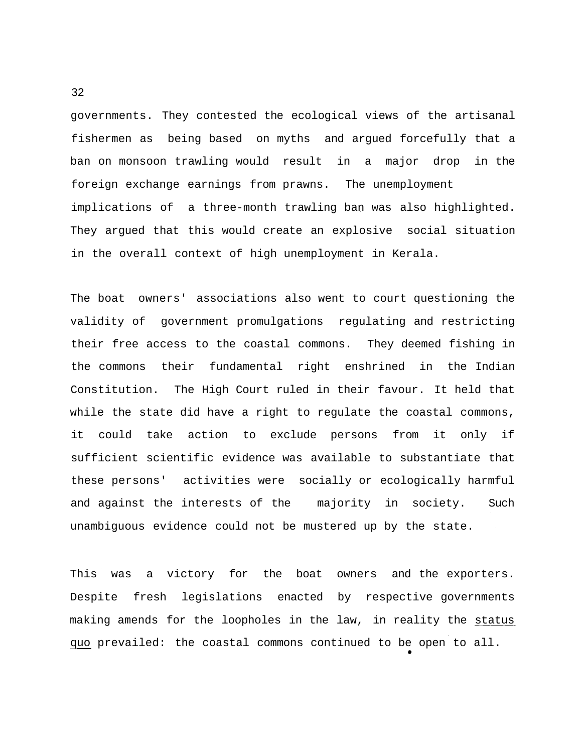governments. They contested the ecological views of the artisanal fishermen as being based on myths and argued forcefully that a ban on monsoon trawling would result in a major drop in the foreign exchange earnings from prawns. The unemployment implications of a three-month trawling ban was also highlighted. They argued that this would create an explosive social situation in the overall context of high unemployment in Kerala.

The boat owners' associations also went to court questioning the validity of government promulgations regulating and restricting their free access to the coastal commons. They deemed fishing in the commons their fundamental right enshrined in the Indian Constitution. The High Court ruled in their favour. It held that while the state did have a right to regulate the coastal commons, it could take action to exclude persons from it only if sufficient scientific evidence was available to substantiate that these persons' activities were socially or ecologically harmful and against the interests of the majority in society. Such unambiguous evidence could not be mustered up by the state.

This was a victory for the boat owners and the exporters. Despite fresh legislations enacted by respective governments making amends for the loopholes in the law, in reality the status quo prevailed: the coastal commons continued to be open to all.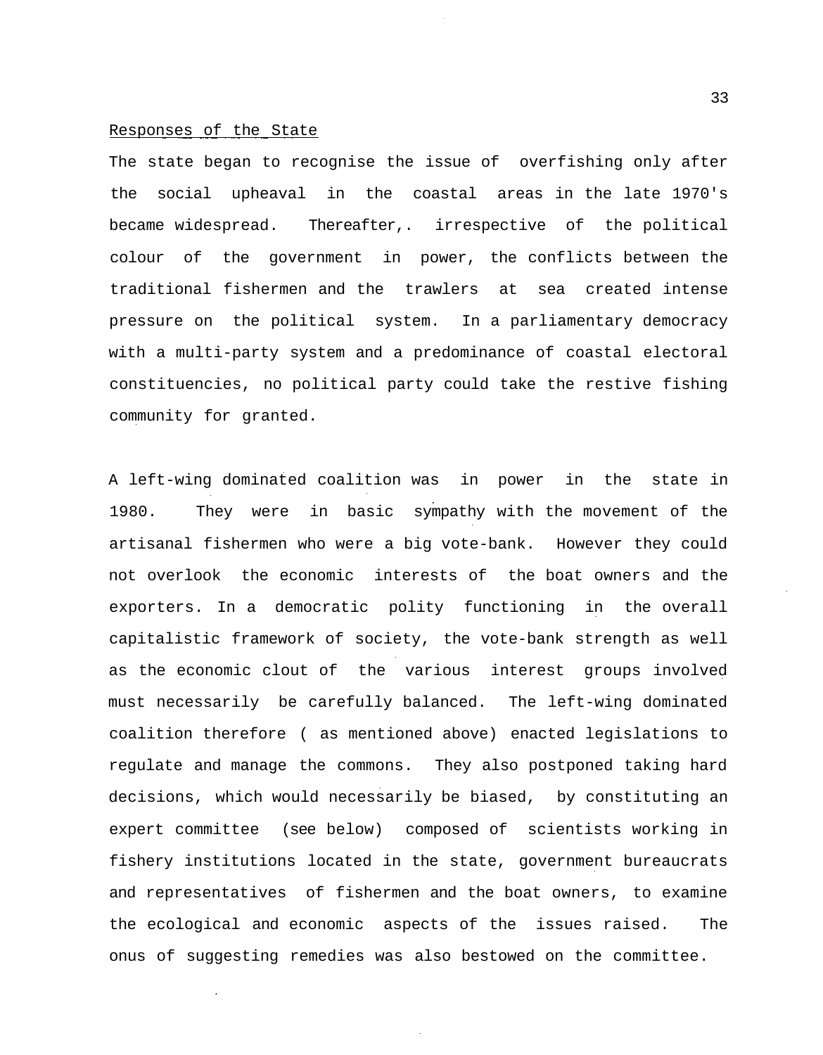## Responses of the State

The state began to recognise the issue of overfishing only after the social upheaval in the coastal areas in the late 1970's became widespread. Thereafter,. irrespective of the political colour of the government in power, the conflicts between the traditional fishermen and the trawlers at sea created intense pressure on the political system. In a parliamentary democracy with a multi-party system and a predominance of coastal electoral constituencies, no political party could take the restive fishing community for granted.

A left-wing dominated coalition was in power in the state in 1980. They were in basic sympathy with the movement of the artisanal fishermen who were a big vote-bank. However they could not overlook the economic interests of the boat owners and the exporters. In a democratic polity functioning in the overall capitalistic framework of society, the vote-bank strength as well as the economic clout of the various interest groups involved must necessarily be carefully balanced. The left-wing dominated coalition therefore ( as mentioned above) enacted legislations to regulate and manage the commons. They also postponed taking hard decisions, which would necessarily be biased, by constituting an expert committee (see below) composed of scientists working in fishery institutions located in the state, government bureaucrats and representatives of fishermen and the boat owners, to examine the ecological and economic aspects of the issues raised. The onus of suggesting remedies was also bestowed on the committee.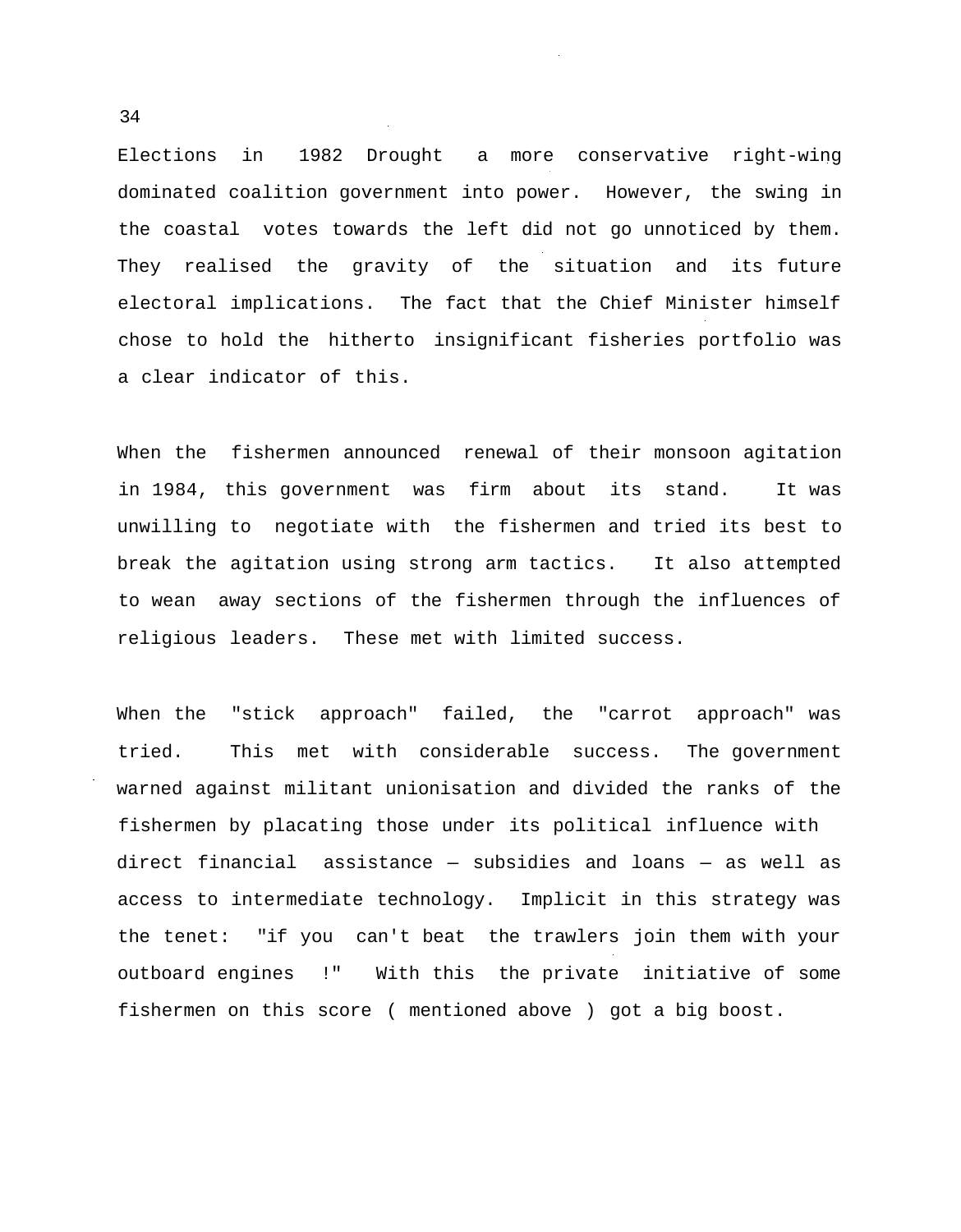Elections in 1982 Drought a more conservative right-wing dominated coalition government into power. However, the swing in the coastal votes towards the left did not go unnoticed by them. They realised the gravity of the situation and its future electoral implications. The fact that the Chief Minister himself chose to hold the hitherto insignificant fisheries portfolio was a clear indicator of this.

When the fishermen announced renewal of their monsoon agitation in 1984, this government was firm about its stand. It was unwilling to negotiate with the fishermen and tried its best to break the agitation using strong arm tactics. It also attempted to wean away sections of the fishermen through the influences of religious leaders. These met with limited success.

When the "stick approach" failed, the "carrot approach" was tried. This met with considerable success. The government warned against militant unionisation and divided the ranks of the fishermen by placating those under its political influence with direct financial assistance — subsidies and loans — as well as access to intermediate technology. Implicit in this strategy was the tenet: "if you can't beat the trawlers join them with your outboard engines !" With this the private initiative of some fishermen on this score ( mentioned above ) got a big boost.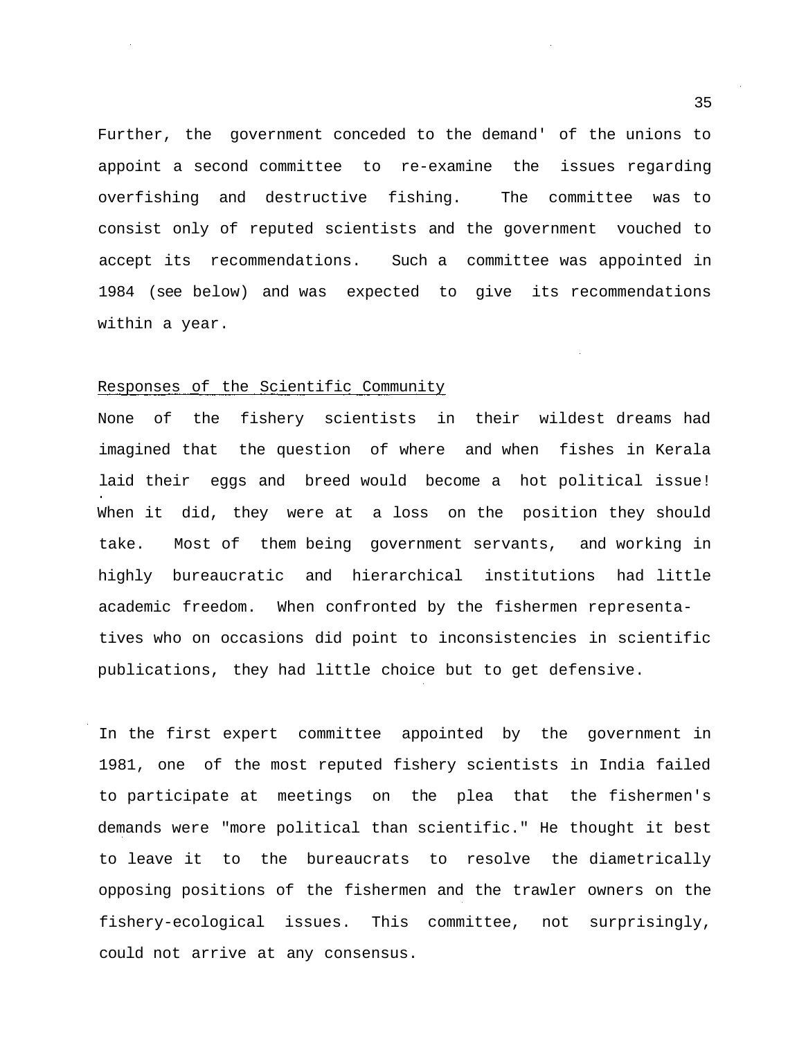Further, the government conceded to the demand' of the unions to appoint a second committee to re-examine the issues regarding overfishing and destructive fishing. The committee was to consist only of reputed scientists and the government vouched to accept its recommendations. Such a committee was appointed in 1984 (see below) and was expected to give its recommendations within a year.

## Responses of the Scientific Community

None of the fishery scientists in their wildest dreams had imagined that the question of where and when fishes in Kerala laid their eggs and breed would become a hot political issue! When it did, they were at a loss on the position they should take. Most of them being government servants, and working in highly bureaucratic and hierarchical institutions had little academic freedom. When confronted by the fishermen representatives who on occasions did point to inconsistencies in scientific publications, they had little choice but to get defensive.

In the first expert committee appointed by the government in 1981, one of the most reputed fishery scientists in India failed to participate at meetings on the plea that the fishermen's demands were "more political than scientific." He thought it best to leave it to the bureaucrats to resolve the diametrically opposing positions of the fishermen and the trawler owners on the fishery-ecological issues. This committee, not surprisingly, could not arrive at any consensus.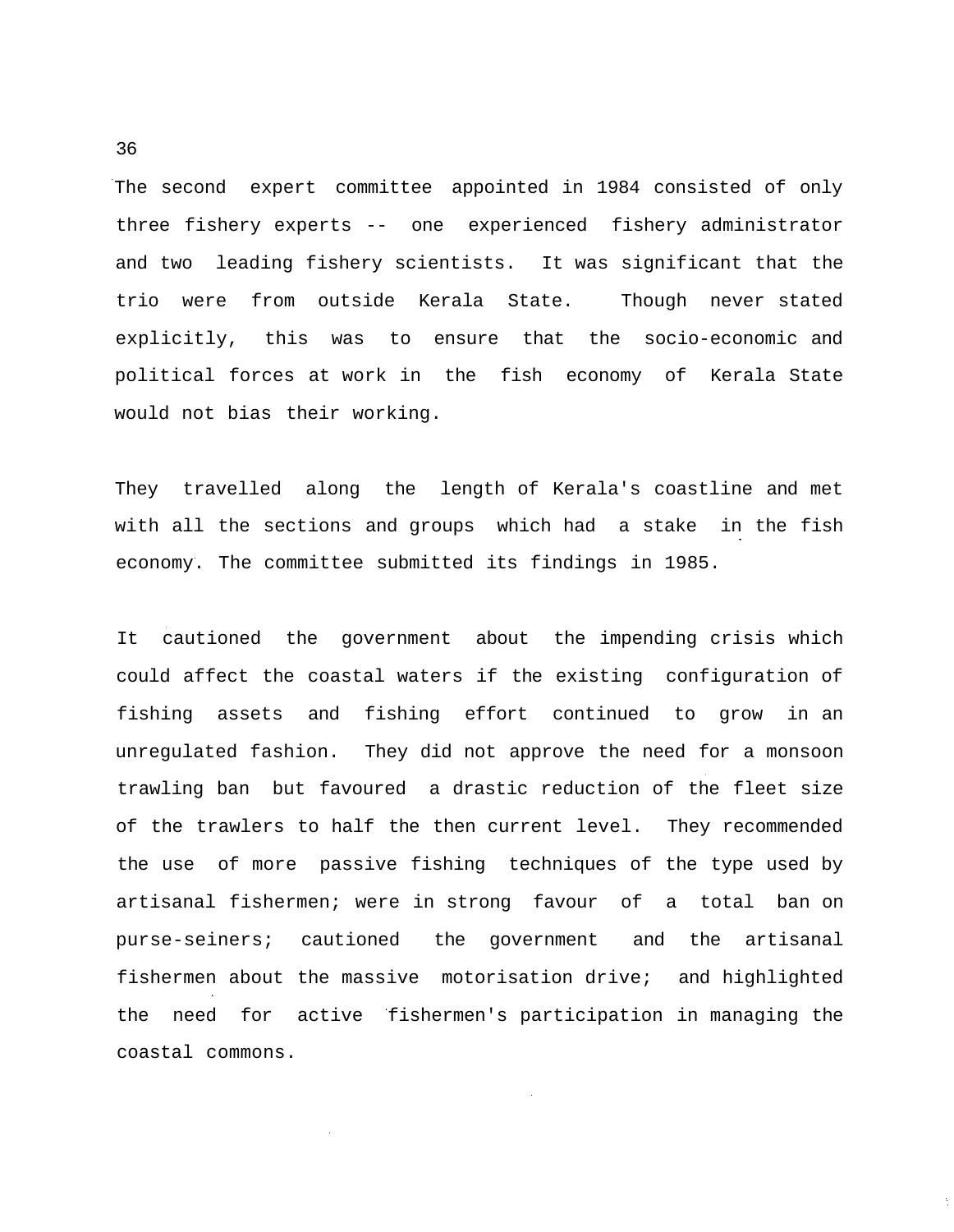The second expert committee appointed in 1984 consisted of only three fishery experts -- one experienced fishery administrator and two leading fishery scientists. It was significant that the trio were from outside Kerala State. Though never stated explicitly, this was to ensure that the socio-economic and political forces at work in the fish economy of Kerala State would not bias their working.

They travelled along the length of Kerala's coastline and met with all the sections and groups which had a stake in the fish economy. The committee submitted its findings in 1985.

It cautioned the government about the impending crisis which could affect the coastal waters if the existing configuration of fishing assets and fishing effort continued to grow in an unregulated fashion. They did not approve the need for a monsoon trawling ban but favoured a drastic reduction of the fleet size of the trawlers to half the then current level. They recommended the use of more passive fishing techniques of the type used by artisanal fishermen; were in strong favour of a total ban on purse-seiners; cautioned the government and the artisanal fishermen about the massive motorisation drive; and highlighted the need for active fishermen's participation in managing the coastal commons.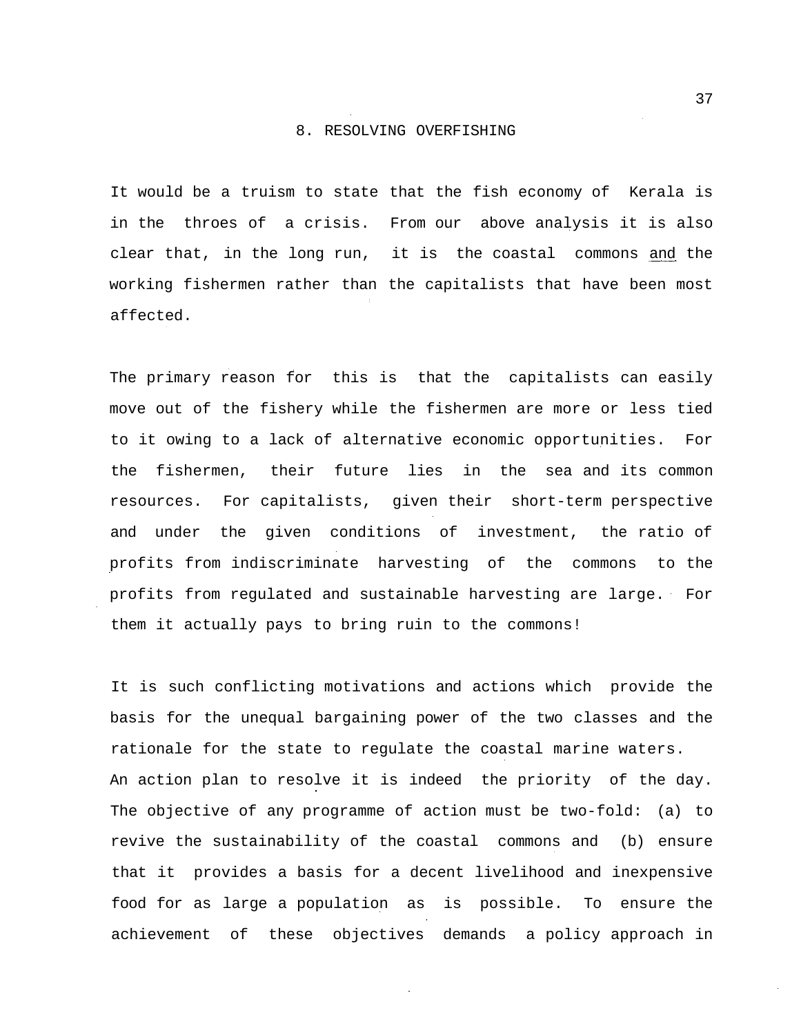## 8. RESOLVING OVERFISHING

It would be a truism to state that the fish economy of Kerala is in the throes of a crisis. From our above analysis it is also clear that, in the long run, it is the coastal commons and the working fishermen rather than the capitalists that have been most affected.

The primary reason for this is that the capitalists can easily move out of the fishery while the fishermen are more or less tied to it owing to a lack of alternative economic opportunities. For the fishermen, their future lies in the sea and its common resources. For capitalists, given their short-term perspective and under the given conditions of investment, the ratio of profits from indiscriminate harvesting of the commons to the profits from regulated and sustainable harvesting are large. For them it actually pays to bring ruin to the commons!

It is such conflicting motivations and actions which provide the basis for the unequal bargaining power of the two classes and the rationale for the state to regulate the coastal marine waters. An action plan to resolve it is indeed the priority of the day. The objective of any programme of action must be two-fold: (a) to revive the sustainability of the coastal commons and (b) ensure that it provides a basis for a decent livelihood and inexpensive food for as large a population as is possible. To ensure the achievement of these objectives demands a policy approach in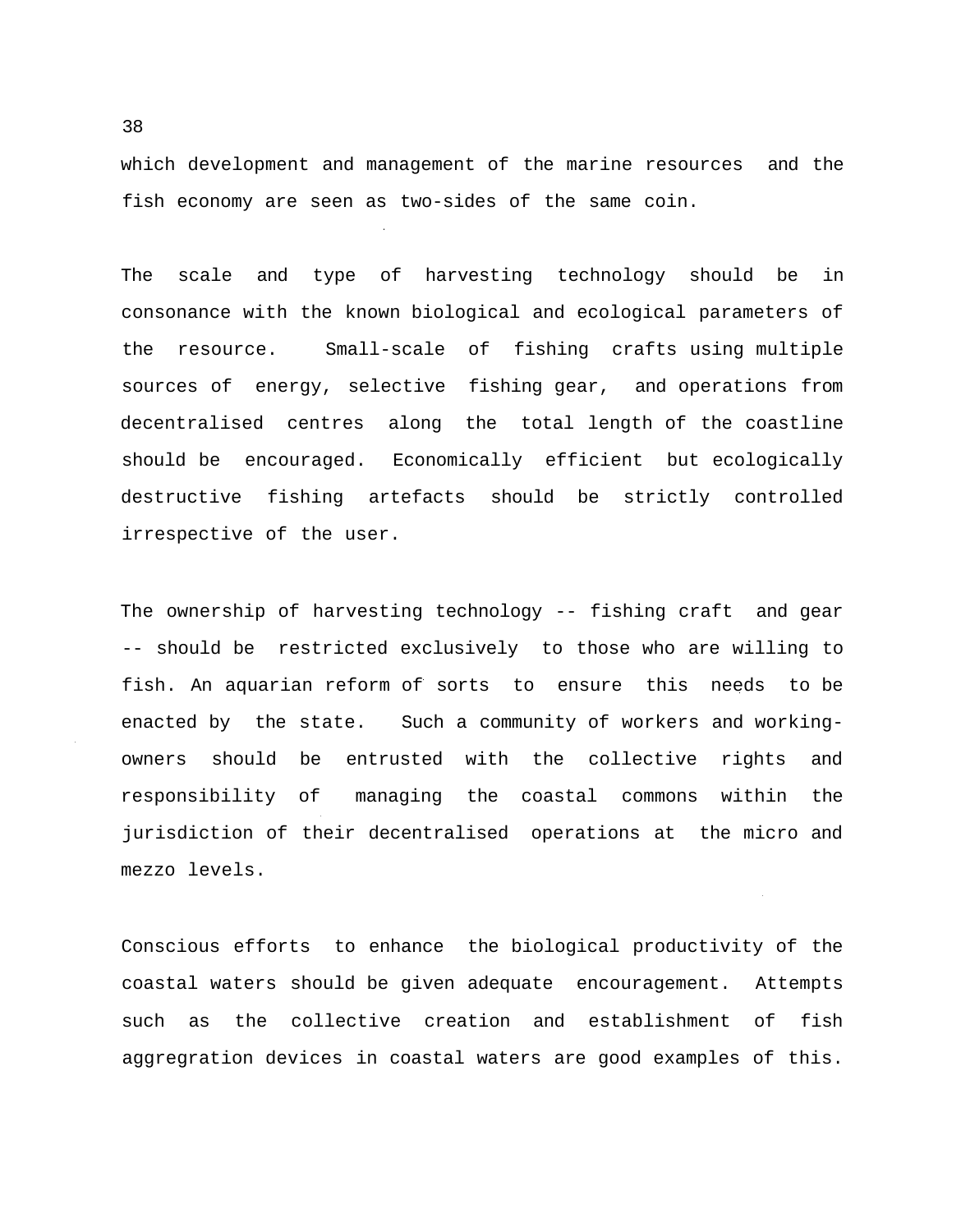which development and management of the marine resources and the fish economy are seen as two-sides of the same coin.

The scale and type of harvesting technology should be in consonance with the known biological and ecological parameters of the resource. Small-scale of fishing crafts using multiple sources of energy, selective fishing gear, and operations from decentralised centres along the total length of the coastline should be encouraged. Economically efficient but ecologically destructive fishing artefacts should be strictly controlled irrespective of the user.

The ownership of harvesting technology -- fishing craft and gear -- should be restricted exclusively to those who are willing to fish. An aquarian reform of sorts to ensure this needs to be enacted by the state. Such a community of workers and working-owners should be entrusted with the collective rights and responsibility of managing the coastal commons within the jurisdiction of their decentralised operations at the micro and mezzo levels.

Conscious efforts to enhance the biological productivity of the coastal waters should be given adequate encouragement. Attempts such as the collective creation and establishment of fish aggregration devices in coastal waters are good examples of this.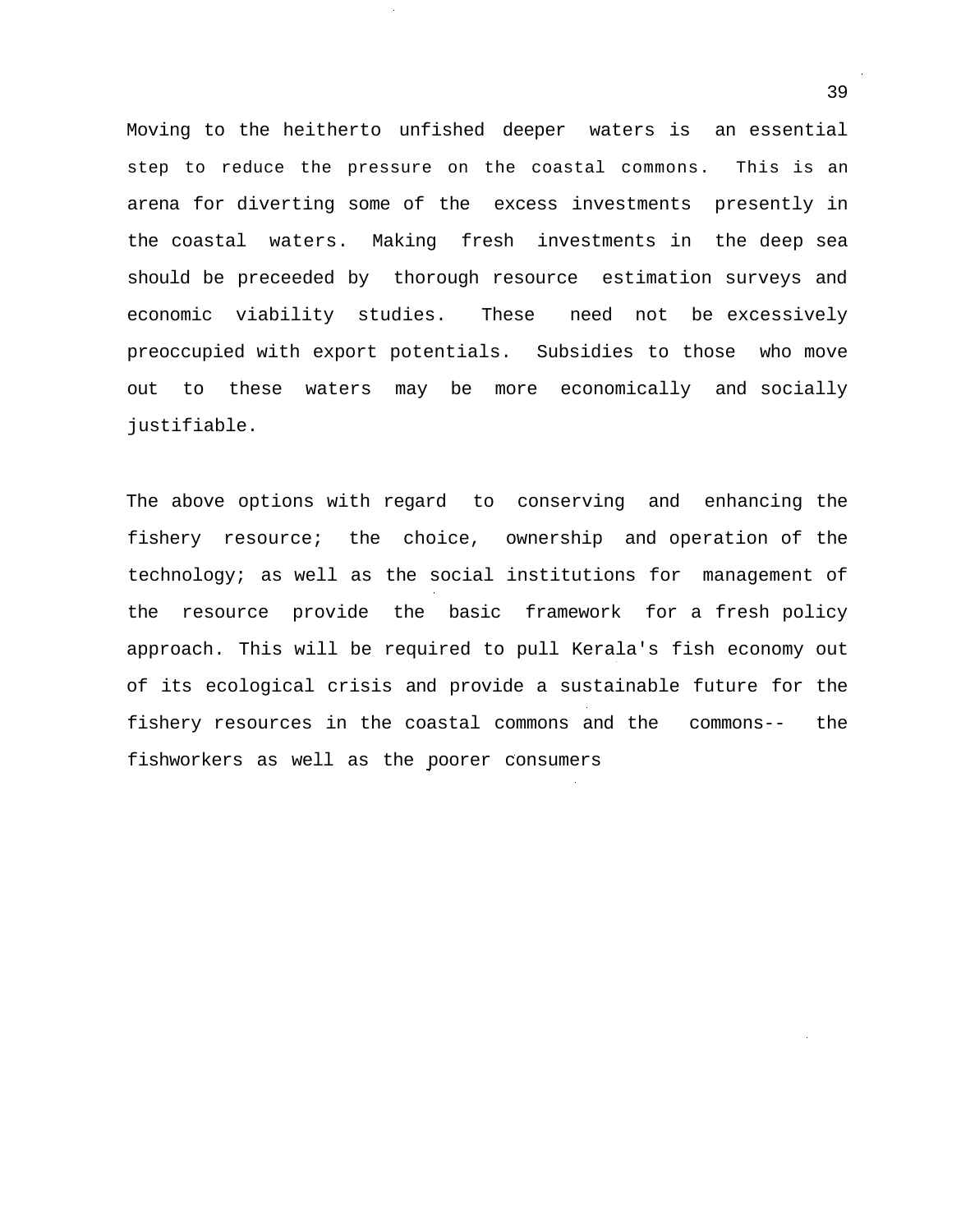Moving to the heitherto unfished deeper waters is an essential step to reduce the pressure on the coastal commons. This is an arena for diverting some of the excess investments presently in the coastal waters. Making fresh investments in the deep sea should be preceeded by thorough resource estimation surveys and economic viability studies. These need not be excessively preoccupied with export potentials. Subsidies to those who move out to these waters may be more economically and socially justifiable.

The above options with regard to conserving and enhancing the fishery resource; the choice, ownership and operation of the technology; as well as the social institutions for management of the resource provide the basic framework for a fresh policy approach. This will be required to pull Kerala's fish economy out of its ecological crisis and provide a sustainable future for the fishery resources in the coastal commons and the commons-- the fishworkers as well as the poorer consumers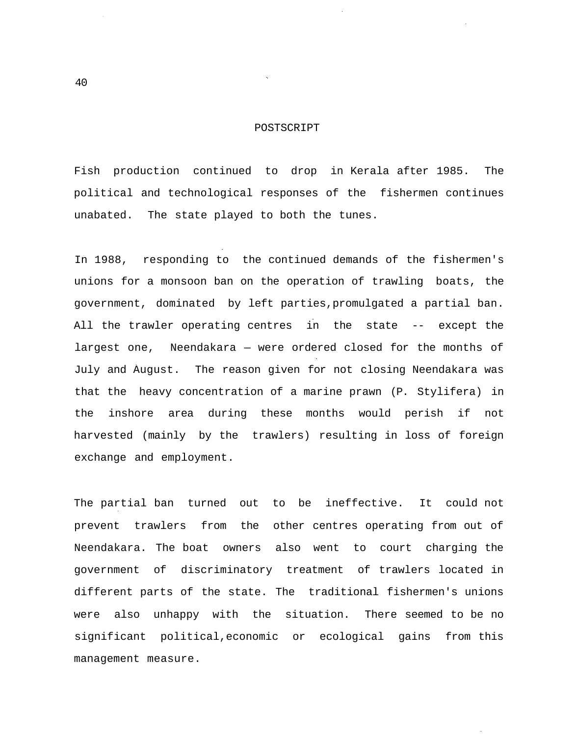# POSTSCRIPT

Fish production continued to drop in Kerala after 1985. The political and technological responses of the fishermen continues unabated. The state played to both the tunes.

In 1988, responding to the continued demands of the fishermen's unions for a monsoon ban on the operation of trawling boats, the government, dominated by left parties,promulgated a partial ban. All the trawler operating centres in the state -- except the largest one, Neendakara — were ordered closed for the months of July and August. The reason given for not closing Neendakara was that the heavy concentration of a marine prawn (P. Stylifera) in the inshore area during these months would perish if not harvested (mainly by the trawlers) resulting in loss of foreign exchange and employment.

The partial ban turned out to be ineffective. It could not prevent trawlers from the other centres operating from out of Neendakara. The boat owners also went to court charging the government of discriminatory treatment of trawlers located in different parts of the state. The traditional fishermen's unions were also unhappy with the situation. There seemed to be no significant political,economic or ecological gains from this management measure.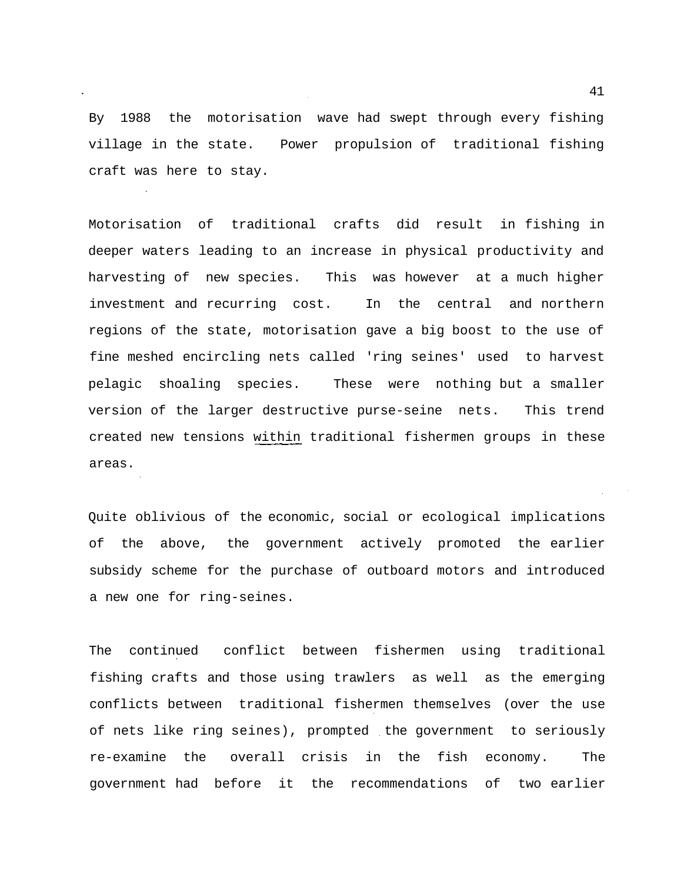By 1988 the motorisation wave had swept through every fishing village in the state. Power propulsion of traditional fishing craft was here to stay.

Motorisation of traditional crafts did result in fishing in deeper waters leading to an increase in physical productivity and harvesting of new species. This was however at a much higher investment and recurring cost. In the central and northern regions of the state, motorisation gave a big boost to the use of fine meshed encircling nets called 'ring seines' used to harvest pelagic shoaling species. These were nothing but a smaller version of the larger destructive purse-seine nets. This trend created new tensions within traditional fishermen groups in these areas.

Quite oblivious of the economic, social or ecological implications of the above, the government actively promoted the earlier subsidy scheme for the purchase of outboard motors and introduced a new one for ring-seines.

The continued conflict between fishermen using traditional fishing crafts and those using trawlers as well as the emerging conflicts between traditional fishermen themselves (over the use of nets like ring seines), prompted the government to seriously re-examine the overall crisis in the fish economy. The government had before it the recommendations of two earlier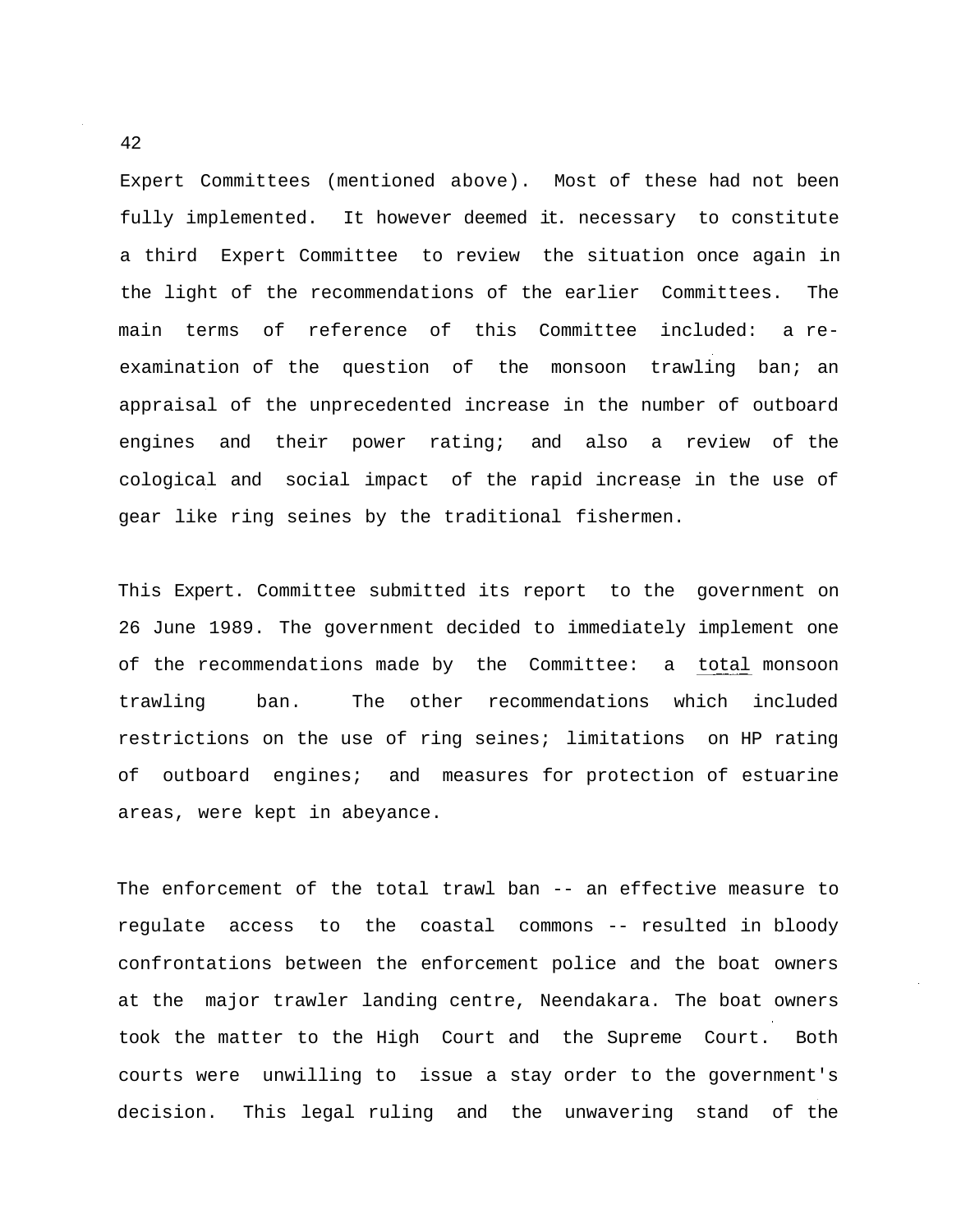Expert Committees (mentioned above). Most of these had not been fully implemented. It however deemed it necessary to constitute a third Expert Committee to review the situation once again in the light of the recommendations of the earlier Committees. The main terms of reference of this Committee included: a re-examination of the question of the monsoon trawling ban; an appraisal of the unprecedented increase in the number of outboard engines and their power rating; and also a review of the cological and social impact of the rapid increase in the use of gear like ring seines by the traditional fishermen.

This Expert. Committee submitted its report to the government on 26 June 1989. The government decided to immediately implement one of the recommendations made by the Committee: a total monsoon trawling ban. The other recommendations which included restrictions on the use of ring seines; limitations on HP rating of outboard engines; and measures for protection of estuarine areas, were kept in abeyance.

The enforcement of the total trawl ban -- an effective measure to regulate access to the coastal commons -- resulted in bloody confrontations between the enforcement police and the boat owners at the major trawler landing centre, Neendakara. The boat owners took the matter to the High Court and the Supreme Court. Both courts were unwilling to issue a stay order to the government's decision. This legal ruling and the unwavering stand of the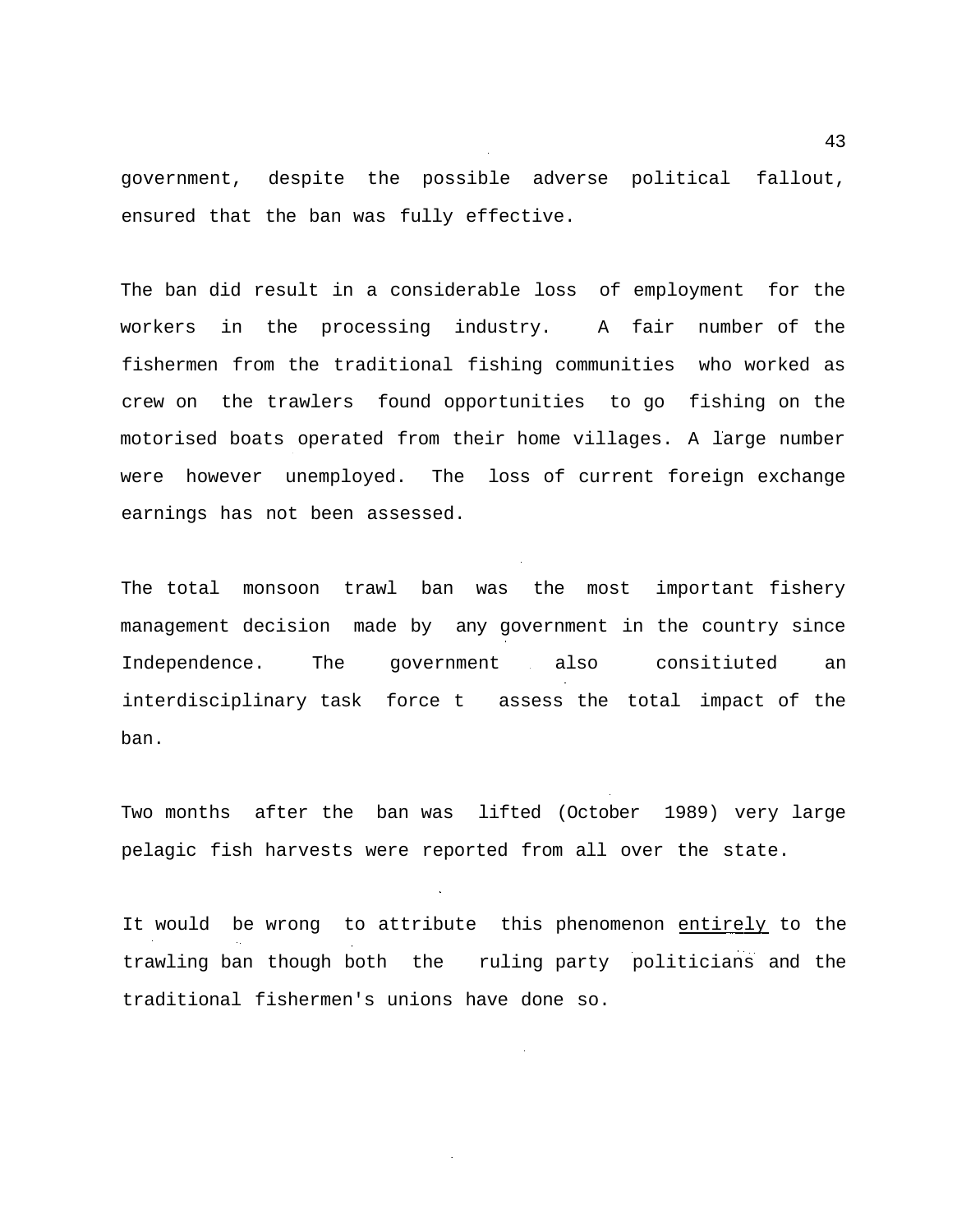government, despite the possible adverse political fallout, ensured that the ban was fully effective.

The ban did result in a considerable loss of employment for the workers in the processing industry. A fair number of the fishermen from the traditional fishing communities who worked as crew on the trawlers found opportunities to go fishing on the motorised boats operated from their home villages. A large number were however unemployed. The loss of current foreign exchange earnings has not been assessed.

The total monsoon trawl ban was the most important fishery management decision made by any government in the country since Independence. The government also consitiuted an interdisciplinary task force t assess the total impact of the ban.

Two months after the ban was lifted (October 1989) very large pelagic fish harvests were reported from all over the state.

It would be wrong to attribute this phenomenon <u>entirely</u> to the trawling ban though both the ruling party politicians and the traditional fishermen's unions have done so.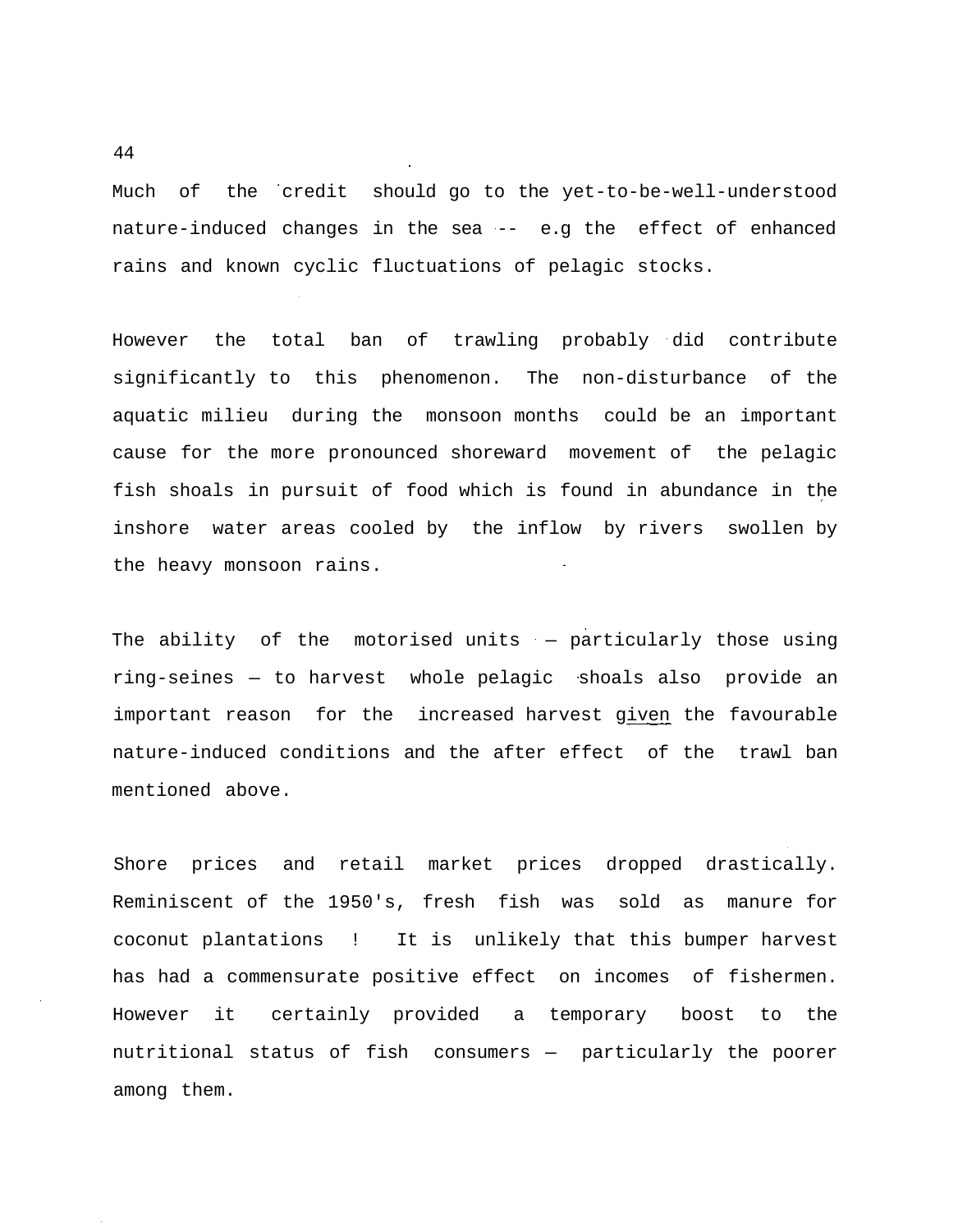Much of the credit should go to the yet-to-be-well-understood nature-induced changes in the sea -- e.g the effect of enhanced rains and known cyclic fluctuations of pelagic stocks.

However the total ban of trawling probably did contribute significantly to this phenomenon. The non-disturbance of the aquatic milieu during the monsoon months could be an important cause for the more pronounced shoreward movement of the pelagic fish shoals in pursuit of food which is found in abundance in the inshore water areas cooled by the inflow by rivers swollen by the heavy monsoon rains.

The ability of the motorised units — particularly those using ring-seines — to harvest whole pelagic shoals also provide an important reason for the increased harvest given the favourable nature-induced conditions and the after effect of the trawl ban mentioned above.

Shore prices and retail market prices dropped drastically. Reminiscent of the 1950's, fresh fish was sold as manure for coconut plantations ! It is unlikely that this bumper harvest has had a commensurate positive effect on incomes of fishermen. However it certainly provided a temporary boost to the nutritional status of fish consumers — particularly the poorer among them.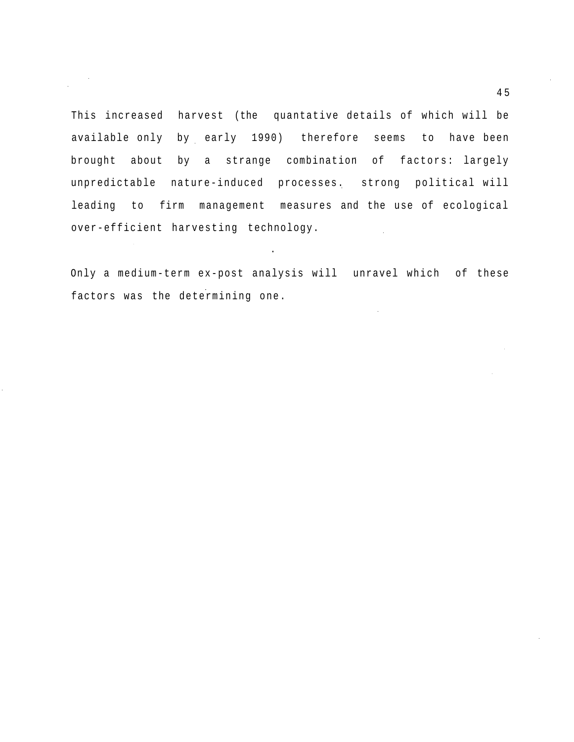This increased harvest (the quantative details of which will be available only by early 1990) therefore seems to have been brought about by a strange combination of factors: largely unpredictable nature-induced processes, strong political will leading to firm management measures and the use of ecological over-efficient harvesting technology.

Only a medium-term ex-post analysis will unravel which of these factors was the determining one.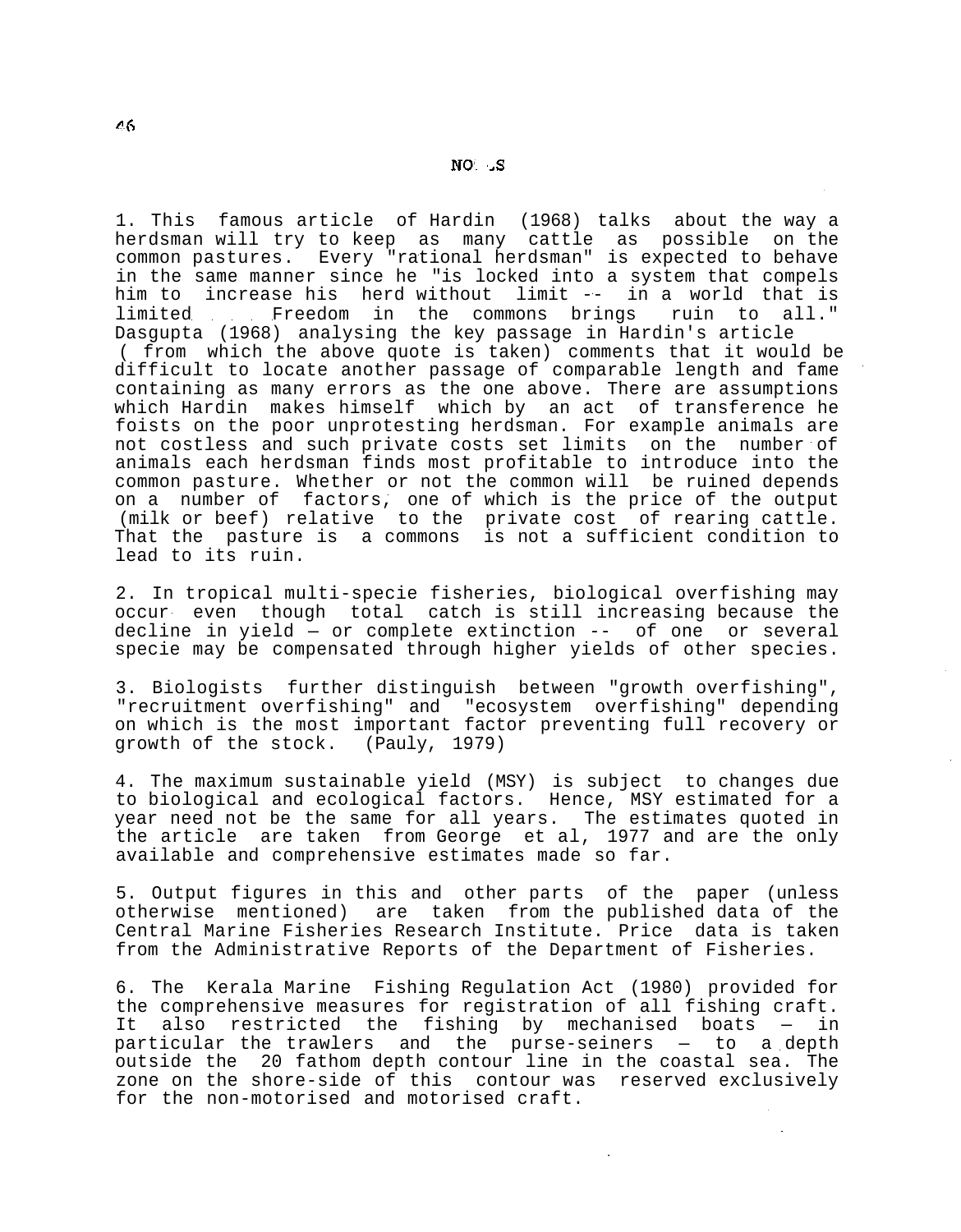## NOTES

1. This famous article of Hardin (1968) talks about the way a herdsman will try to keep as many cattle as possible on the common pastures. Every "rational herdsman" is expected to behave in the same manner since he "is locked into a system that compels him to increase his herd without limit -- in a world that is limited. . . . Freedom in the commons brings ruin to all." Dasgupta (1968) analysing the key passage in Hardin's article ( from which the above quote is taken) comments that it would be difficult to locate another passage of comparable length and fame containing as many errors as the one above. There are assumptions which Hardin makes himself which by an act of transference he foists on the poor unprotesting herdsman. For example animals are not costless and such private costs set limits on the number of animals each herdsman finds most profitable to introduce into the common pasture. Whether or not the common will be ruined depends on a number of factors, one of which is the price of the output (milk or beef) relative to the private cost of rearing cattle. That the pasture is a commons is not a sufficient condition to lead to its ruin.

2. In tropical multi-specie fisheries, biological overfishing may occur even though total catch is still increasing because the decline in yield — or complete extinction -- of one or several specie may be compensated through higher yields of other species.

3. Biologists further distinguish between "growth overfishing", "recruitment overfishing" and "ecosystem overfishing" depending on which is the most important factor preventing full recovery or growth of the stock. (Pauly, 1979)

4. The maximum sustainable yield (MSY) is subject to changes due to biological and ecological factors. Hence, MSY estimated for a year need not be the same for all years. The estimates quoted in the article are taken from George et al, 1977 and are the only available and comprehensive estimates made so far.

5. Output figures in this and other parts of the paper (unless otherwise mentioned) are taken from the published data of the Central Marine Fisheries Research Institute. Price data is taken from the Administrative Reports of the Department of Fisheries.

6. The Kerala Marine Fishing Regulation Act (1980) provided for the comprehensive measures for registration of all fishing craft. It also restricted the fishing by mechanised boats — in particular the trawlers and the purse-seiners — to a depth outside the 20 fathom depth contour line in the coastal sea. The zone on the shore-side of this contour was reserved exclusively for the non-motorised and motorised craft.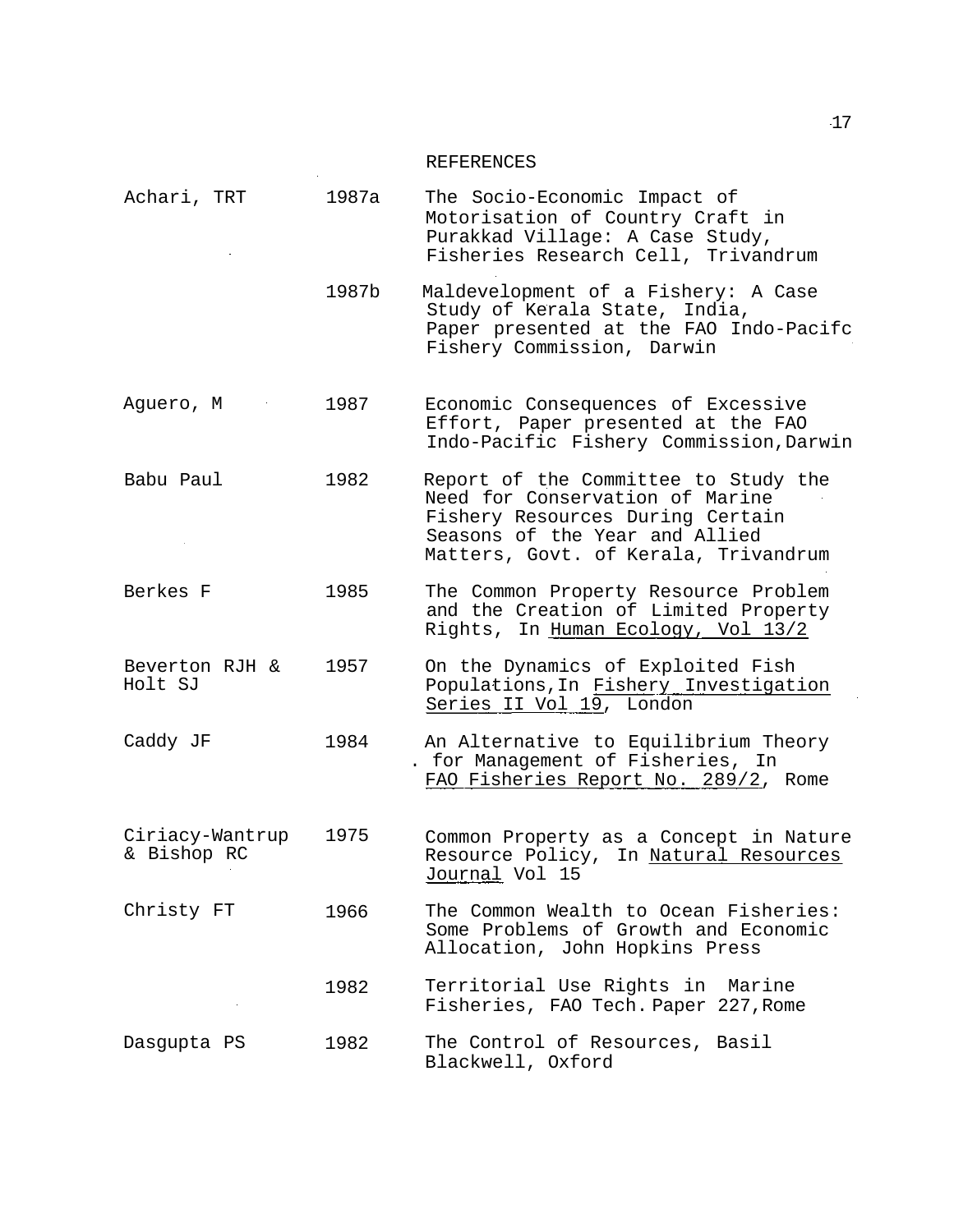## REFERENCES

| | | |
|---|---|---|
| Achari, TRT | 1987a | The Socio-Economic Impact of Motorisation of Country Craft in Purakkad Village: A Case Study, Fisheries Research Cell, Trivandrum |
| | 1987b | Maldevelopment of a Fishery: A Case Study of Kerala State, India, Paper presented at the FAO Indo-Pacifc Fishery Commission, Darwin |
| Aguero, M | 1987 | Economic Consequences of Excessive Effort, Paper presented at the FAO Indo-Pacific Fishery Commission, Darwin |
| Babu Paul | 1982 | Report of the Committee to Study the Need for Conservation of Marine Fishery Resources During Certain Seasons of the Year and Allied Matters, Govt. of Kerala, Trivandrum |
| Berkes F | 1985 | The Common Property Resource Problem and the Creation of Limited Property Rights, In <u>Human Ecology, Vol 13/2</u> |
| Beverton RJH & Holt SJ | 1957 | On the Dynamics of Exploited Fish Populations, In <u>Fishery Investigation Series II Vol 19</u>, London |
| Caddy JF | 1984 | An Alternative to Equilibrium Theory for Management of Fisheries, In <u>FAO Fisheries Report No. 289/2</u>, Rome |
| Ciriacy-Wantrup & Bishop RC | 1975 | Common Property as a Concept in Nature Resource Policy, In <u>Natural Resources Journal</u> Vol 15 |
| Christy FT | 1966 | The Common Wealth to Ocean Fisheries: Some Problems of Growth and Economic Allocation, John Hopkins Press |
| | 1982 | Territorial Use Rights in Marine Fisheries, FAO Tech. Paper 227, Rome |
| Dasgupta PS | 1982 | The Control of Resources, Basil Blackwell, Oxford |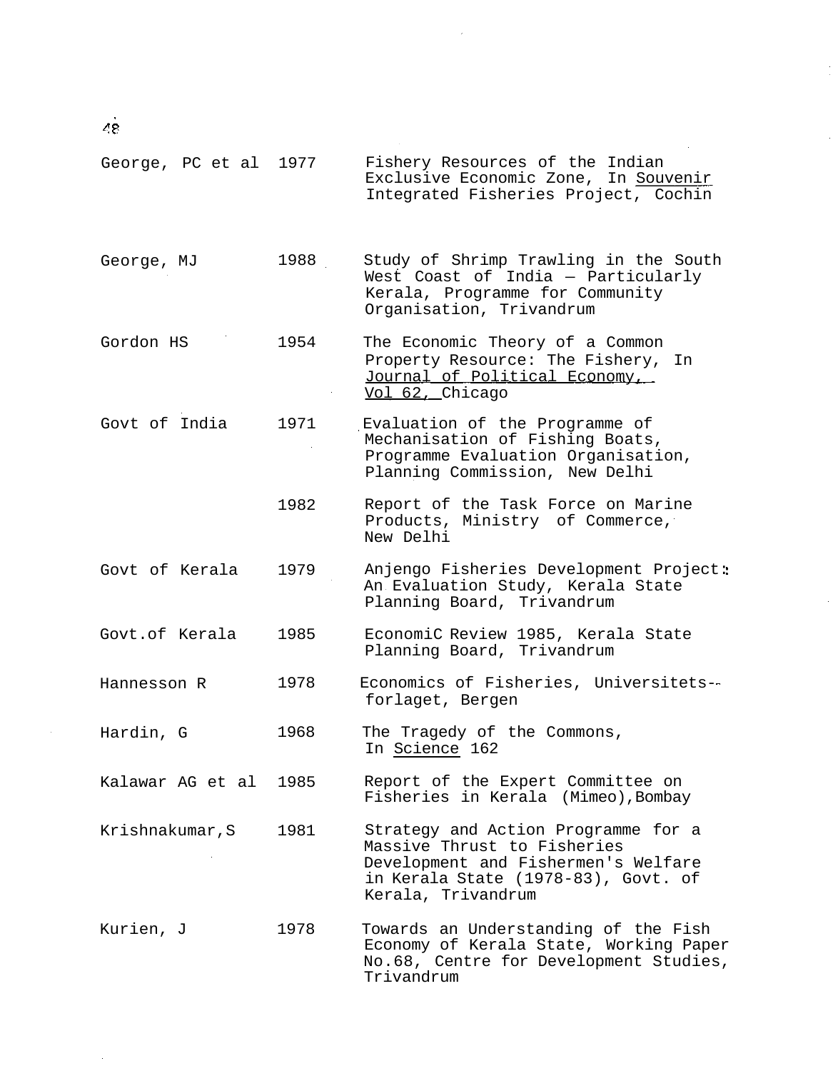George, PC et al  1977  Fishery Resources of the Indian Exclusive Economic Zone, In Souvenir Integrated Fisheries Project, Cochin

George, MJ  1988  Study of Shrimp Trawling in the South West Coast of India — Particularly Kerala, Programme for Community Organisation, Trivandrum

Gordon HS  1954  The Economic Theory of a Common Property Resource: The Fishery, In Journal of Political Economy, Vol 62, Chicago

Govt of India  1971  Evaluation of the Programme of Mechanisation of Fishing Boats, Programme Evaluation Organisation, Planning Commission, New Delhi

1982  Report of the Task Force on Marine Products, Ministry of Commerce, New Delhi

Govt of Kerala  1979  Anjengo Fisheries Development Project: An Evaluation Study, Kerala State Planning Board, Trivandrum

Govt.of Kerala  1985  EconomiC Review 1985, Kerala State Planning Board, Trivandrum

Hannesson R  1978  Economics of Fisheries, Universitets-forlaget, Bergen

Hardin, G  1968  The Tragedy of the Commons, In Science 162

Kalawar AG et al  1985  Report of the Expert Committee on Fisheries in Kerala (Mimeo),Bombay

Krishnakumar,S  1981  Strategy and Action Programme for a Massive Thrust to Fisheries Development and Fishermen's Welfare in Kerala State (1978-83), Govt. of Kerala, Trivandrum

Kurien, J  1978  Towards an Understanding of the Fish Economy of Kerala State, Working Paper No.68, Centre for Development Studies, Trivandrum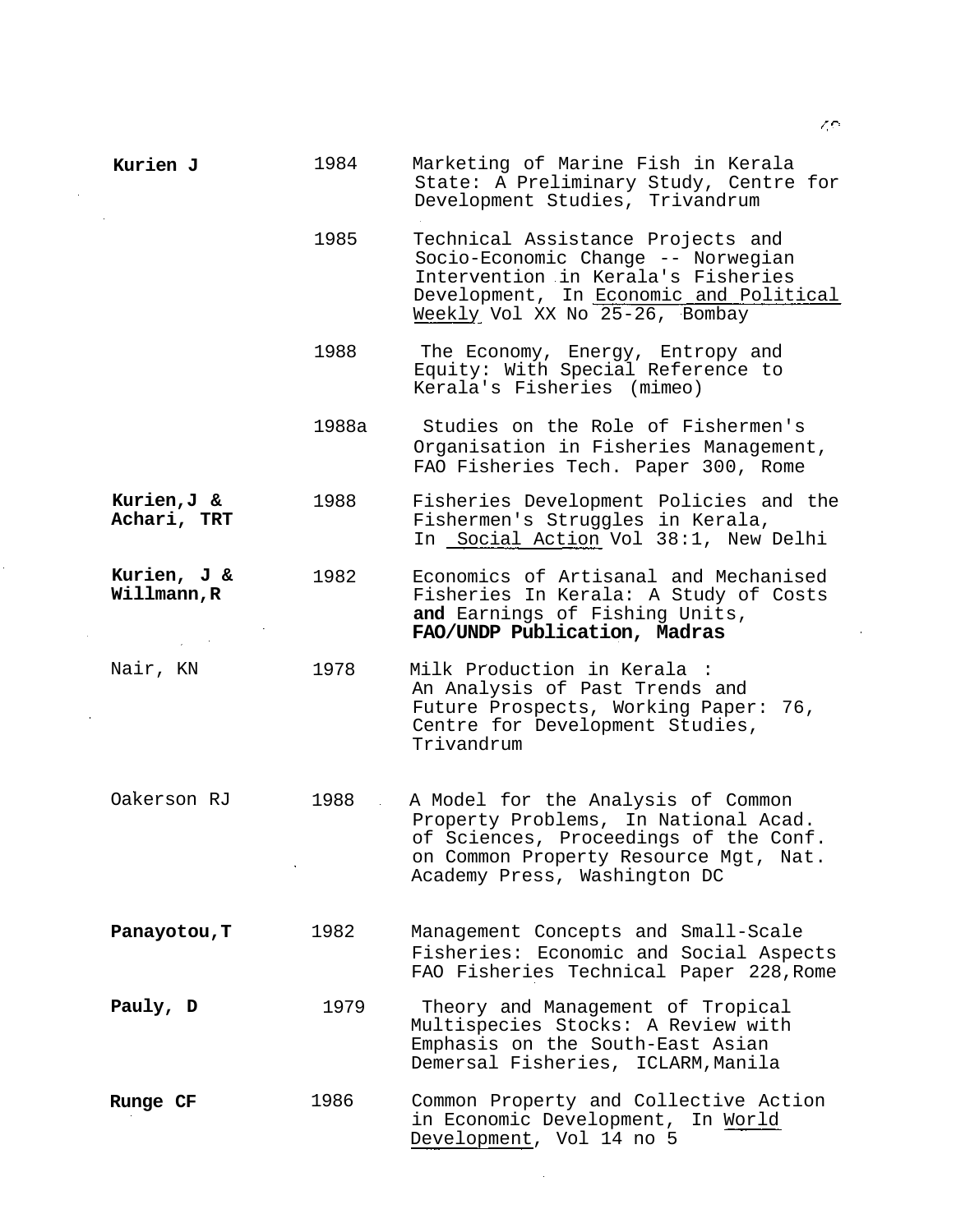| | | |
|---|---|---|
| **Kurien J** | 1984 | Marketing of Marine Fish in Kerala State: A Preliminary Study, Centre for Development Studies, Trivandrum |
| | 1985 | Technical Assistance Projects and Socio-Economic Change -- Norwegian Intervention in Kerala's Fisheries Development, In Economic and Political Weekly Vol XX No 25-26, Bombay |
| | 1988 | The Economy, Energy, Entropy and Equity: With Special Reference to Kerala's Fisheries (mimeo) |
| | 1988a | Studies on the Role of Fishermen's Organisation in Fisheries Management, FAO Fisheries Tech. Paper 300, Rome |
| **Kurien,J & Achari, TRT** | 1988 | Fisheries Development Policies and the Fishermen's Struggles in Kerala, In Social Action Vol 38:1, New Delhi |
| **Kurien, J & Willmann,R** | 1982 | Economics of Artisanal and Mechanised Fisheries In Kerala: A Study of Costs **and** Earnings of Fishing Units, **FAO/UNDP Publication, Madras** |
| Nair, KN | 1978 | Milk Production in Kerala : An Analysis of Past Trends and Future Prospects, Working Paper: 76, Centre for Development Studies, Trivandrum |
| Oakerson RJ | 1988 | A Model for the Analysis of Common Property Problems, In National Acad. of Sciences, Proceedings of the Conf. on Common Property Resource Mgt, Nat. Academy Press, Washington DC |
| **Panayotou,T** | 1982 | Management Concepts and Small-Scale Fisheries: Economic and Social Aspects FAO Fisheries Technical Paper 228,Rome |
| **Pauly, D** | 1979 | Theory and Management of Tropical Multispecies Stocks: A Review with Emphasis on the South-East Asian Demersal Fisheries, ICLARM,Manila |
| **Runge CF** | 1986 | Common Property and Collective Action in Economic Development, In World Development, Vol 14 no 5 |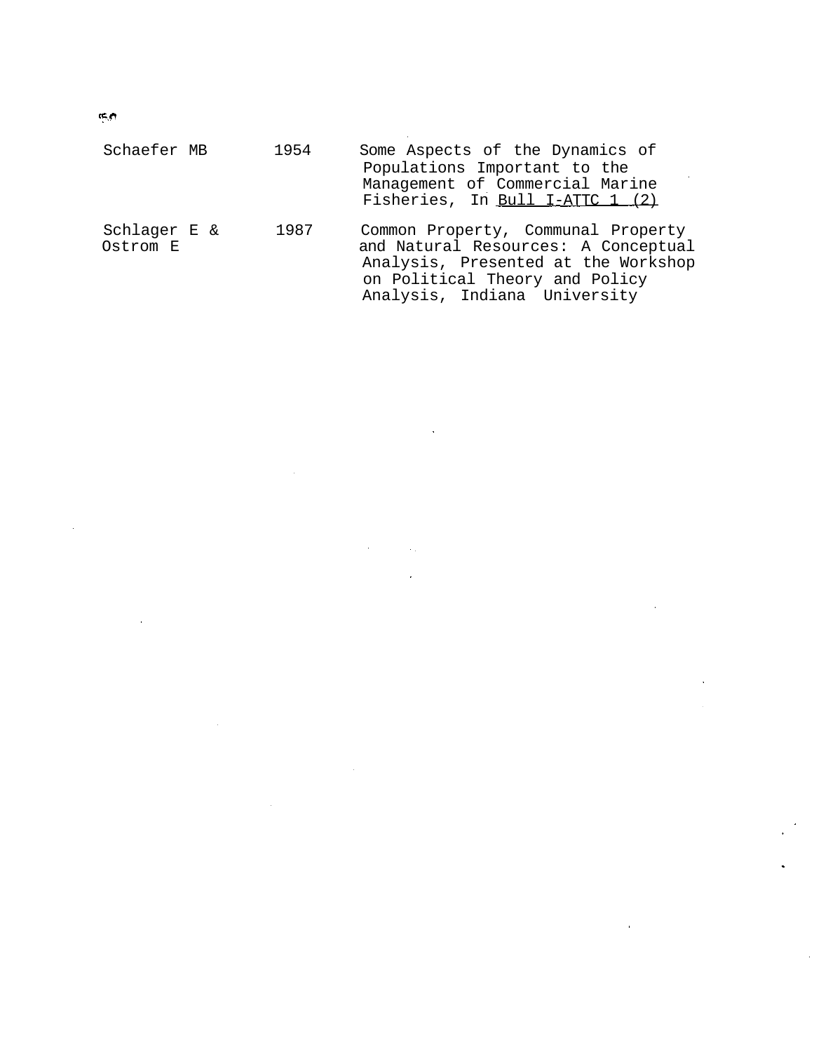| | | |
|---|---|---|
| Schaefer MB | 1954 | Some Aspects of the Dynamics of Populations Important to the Management of Commercial Marine Fisheries, In <u>Bull I-ATTC 1 (2)</u> |
| Schlager E & Ostrom E | 1987 | Common Property, Communal Property and Natural Resources: A Conceptual Analysis, Presented at the Workshop on Political Theory and Policy Analysis, Indiana University |